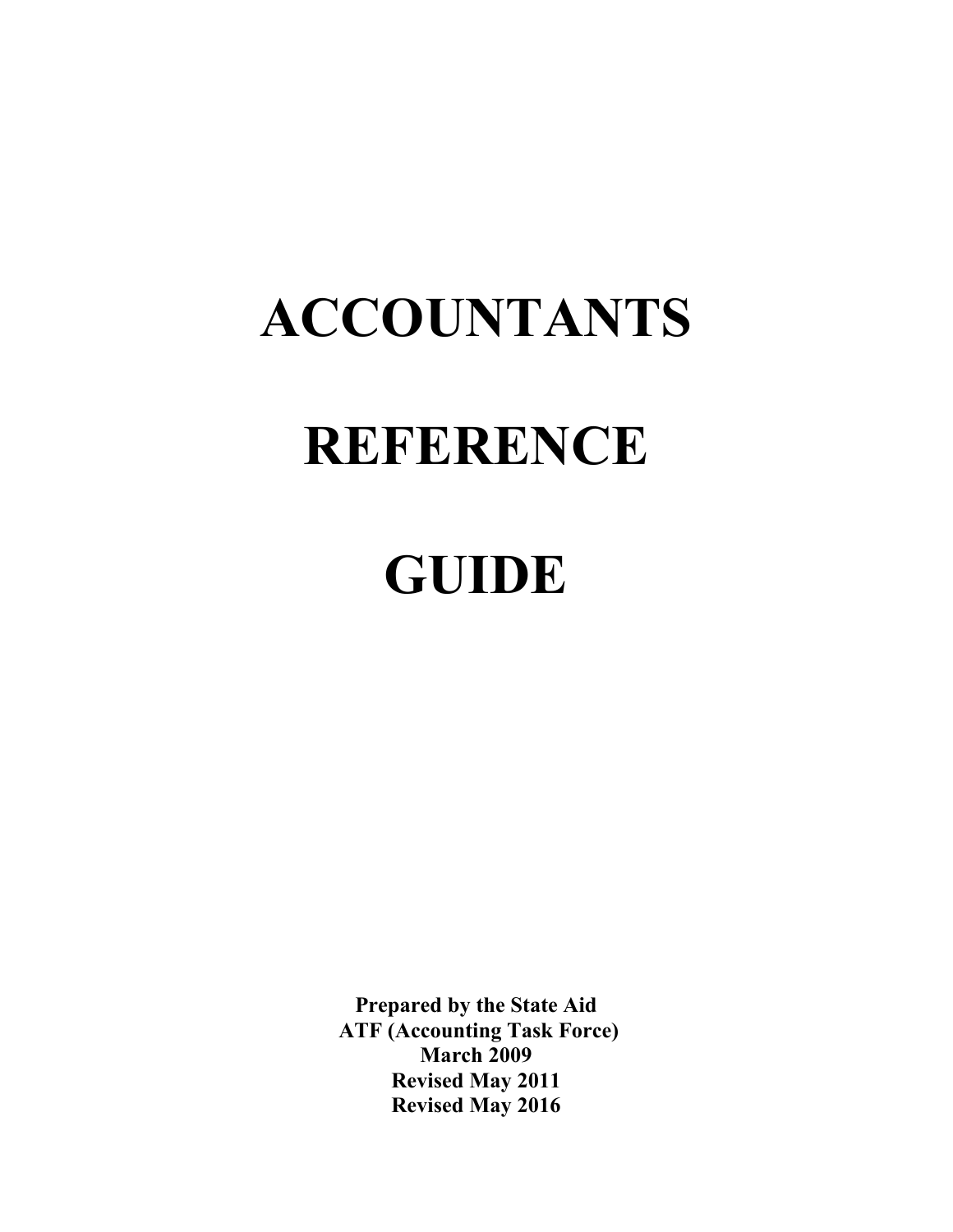# ACCOUNTANTS

# REFERENCE

# GUIDE

**Prepared by the State Aid**
**ATF (Accounting Task Force)**
**March 2009**
**Revised May 2011**
**Revised May 2016**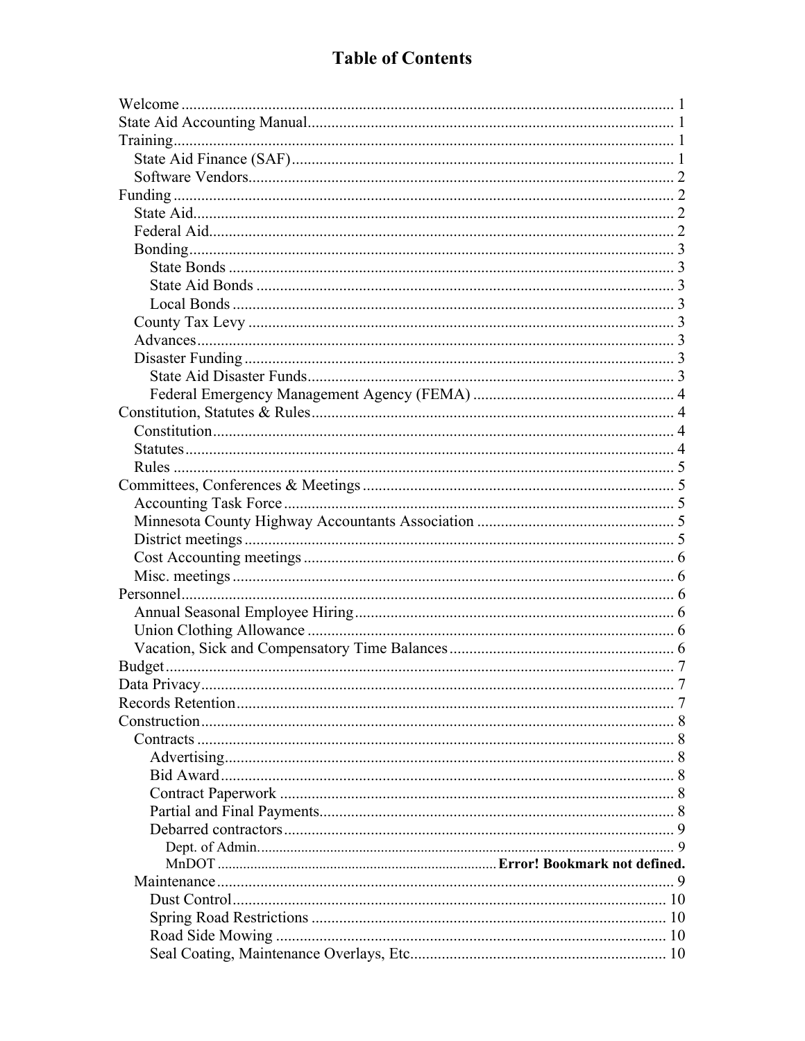# Table of Contents

Welcome ........................................................................................................................ 1
State Aid Accounting Manual........................................................................................ 1
Training.......................................................................................................................... 1
  State Aid Finance (SAF)............................................................................................. 1
  Software Vendors........................................................................................................ 2
Funding .......................................................................................................................... 2
  State Aid...................................................................................................................... 2
  Federal Aid.................................................................................................................. 2
  Bonding....................................................................................................................... 3
    State Bonds ............................................................................................................. 3
    State Aid Bonds ...................................................................................................... 3
    Local Bonds ............................................................................................................ 3
  County Tax Levy ........................................................................................................ 3
  Advances..................................................................................................................... 3
  Disaster Funding ......................................................................................................... 3
    State Aid Disaster Funds......................................................................................... 3
    Federal Emergency Management Agency (FEMA) ................................................ 4
Constitution, Statutes & Rules........................................................................................ 4
  Constitution................................................................................................................. 4
  Statutes........................................................................................................................ 4
  Rules ........................................................................................................................... 5
Committees, Conferences & Meetings ........................................................................... 5
  Accounting Task Force ............................................................................................... 5
  Minnesota County Highway Accountants Association ............................................... 5
  District meetings ......................................................................................................... 5
  Cost Accounting meetings .......................................................................................... 6
  Misc. meetings ............................................................................................................ 6
Personnel........................................................................................................................ 6
  Annual Seasonal Employee Hiring.............................................................................. 6
  Union Clothing Allowance ......................................................................................... 6
  Vacation, Sick and Compensatory Time Balances...................................................... 6
Budget............................................................................................................................. 7
Data Privacy.................................................................................................................... 7
Records Retention........................................................................................................... 7
Construction.................................................................................................................... 8
  Contracts ..................................................................................................................... 8
    Advertising.............................................................................................................. 8
    Bid Award............................................................................................................... 8
    Contract Paperwork ................................................................................................ 8
    Partial and Final Payments...................................................................................... 8
    Debarred contractors ............................................................................................... 9
      Dept. of Admin...................................................................................................... 9
      MnDOT ........................................................................ **Error! Bookmark not defined.**
  Maintenance ................................................................................................................ 9
    Dust Control........................................................................................................... 10
    Spring Road Restrictions ....................................................................................... 10
    Road Side Mowing ................................................................................................ 10
    Seal Coating, Maintenance Overlays, Etc.............................................................. 10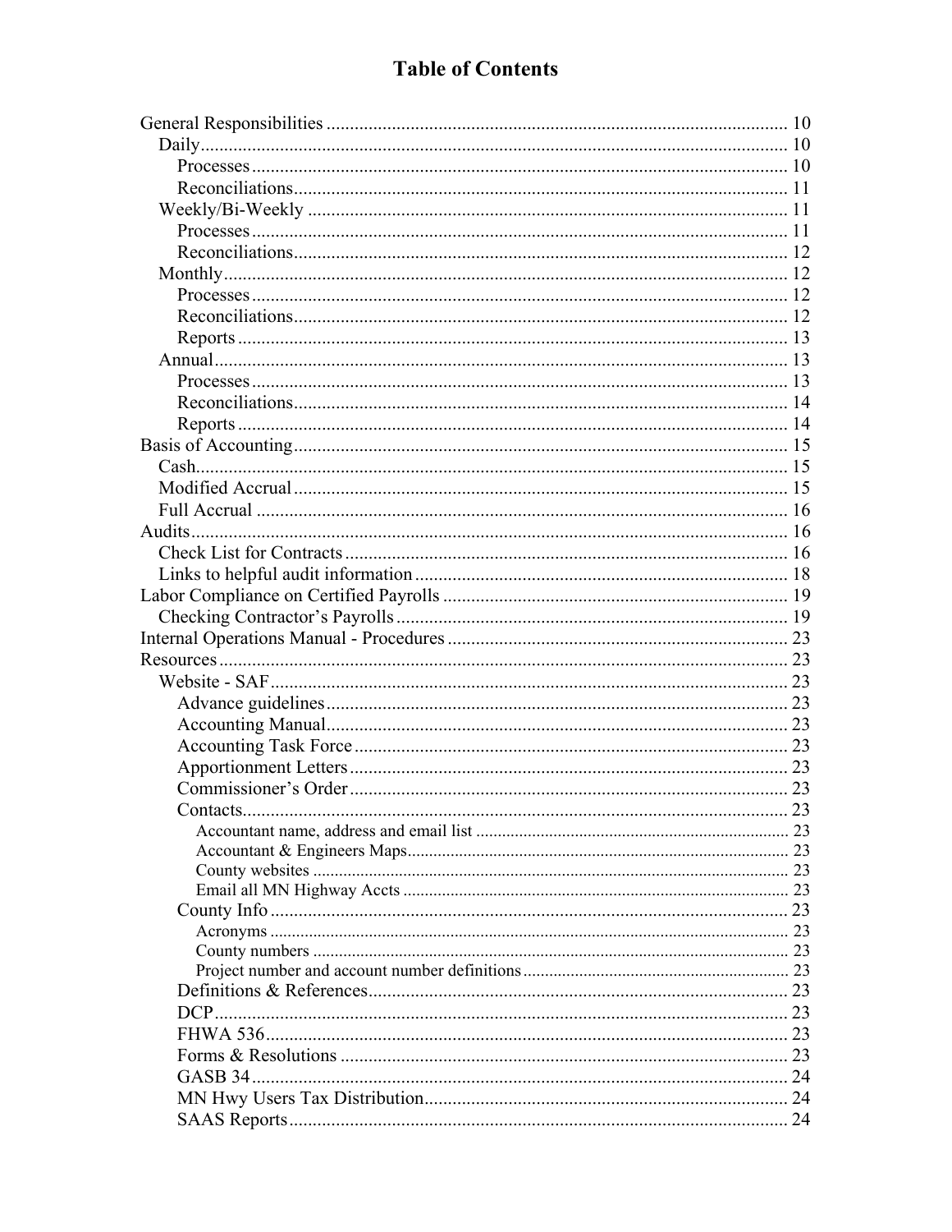# Table of Contents

- General Responsibilities ..... 10
  - Daily ..... 10
    - Processes ..... 10
    - Reconciliations ..... 11
  - Weekly/Bi-Weekly ..... 11
    - Processes ..... 11
    - Reconciliations ..... 12
  - Monthly ..... 12
    - Processes ..... 12
    - Reconciliations ..... 12
    - Reports ..... 13
  - Annual ..... 13
    - Processes ..... 13
    - Reconciliations ..... 14
    - Reports ..... 14
- Basis of Accounting ..... 15
  - Cash ..... 15
  - Modified Accrual ..... 15
  - Full Accrual ..... 16
- Audits ..... 16
  - Check List for Contracts ..... 16
  - Links to helpful audit information ..... 18
- Labor Compliance on Certified Payrolls ..... 19
  - Checking Contractor's Payrolls ..... 19
- Internal Operations Manual - Procedures ..... 23
- Resources ..... 23
  - Website - SAF ..... 23
    - Advance guidelines ..... 23
    - Accounting Manual ..... 23
    - Accounting Task Force ..... 23
    - Apportionment Letters ..... 23
    - Commissioner's Order ..... 23
    - Contacts ..... 23
      - Accountant name, address and email list ..... 23
      - Accountant & Engineers Maps ..... 23
      - County websites ..... 23
      - Email all MN Highway Accts ..... 23
    - County Info ..... 23
      - Acronyms ..... 23
      - County numbers ..... 23
      - Project number and account number definitions ..... 23
    - Definitions & References ..... 23
    - DCP ..... 23
    - FHWA 536 ..... 23
    - Forms & Resolutions ..... 23
    - GASB 34 ..... 24
    - MN Hwy Users Tax Distribution ..... 24
    - SAAS Reports ..... 24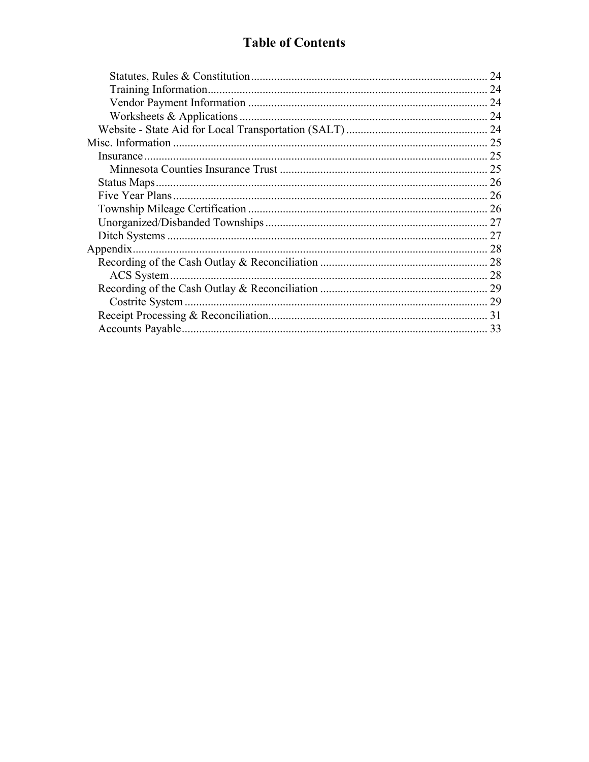# Table of Contents

- Statutes, Rules & Constitution ........ 24
- Training Information ........ 24
- Vendor Payment Information ........ 24
- Worksheets & Applications ........ 24
- Website - State Aid for Local Transportation (SALT) ........ 24

Misc. Information ........ 25

- Insurance ........ 25
  - Minnesota Counties Insurance Trust ........ 25
- Status Maps ........ 26
- Five Year Plans ........ 26
- Township Mileage Certification ........ 26
- Unorganized/Disbanded Townships ........ 27
- Ditch Systems ........ 27

Appendix ........ 28

- Recording of the Cash Outlay & Reconciliation ........ 28
  - ACS System ........ 28
- Recording of the Cash Outlay & Reconciliation ........ 29
  - Costrite System ........ 29
- Receipt Processing & Reconciliation ........ 31
- Accounts Payable ........ 33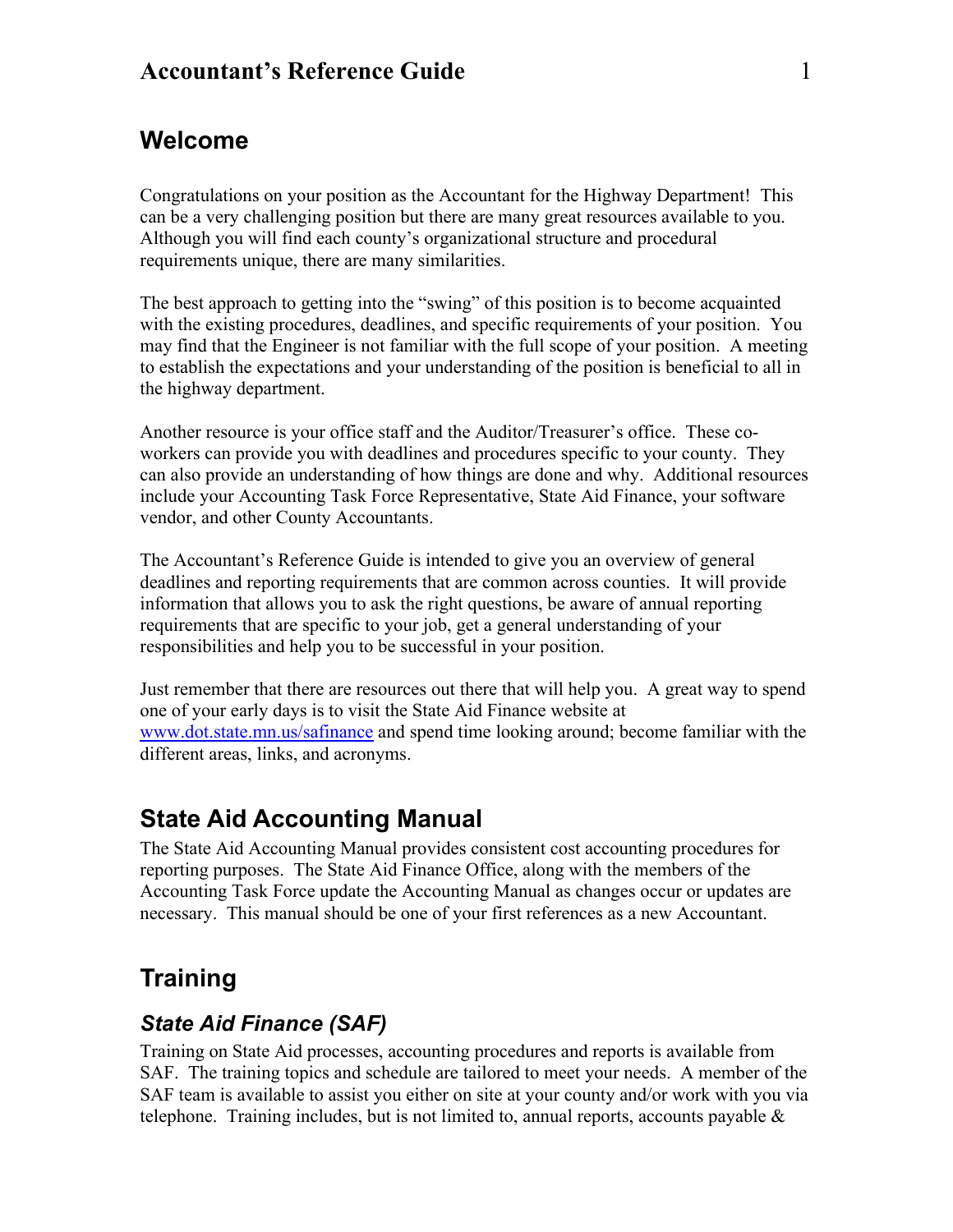## Welcome

Congratulations on your position as the Accountant for the Highway Department! This can be a very challenging position but there are many great resources available to you. Although you will find each county's organizational structure and procedural requirements unique, there are many similarities.

The best approach to getting into the "swing" of this position is to become acquainted with the existing procedures, deadlines, and specific requirements of your position. You may find that the Engineer is not familiar with the full scope of your position. A meeting to establish the expectations and your understanding of the position is beneficial to all in the highway department.

Another resource is your office staff and the Auditor/Treasurer's office. These co-workers can provide you with deadlines and procedures specific to your county. They can also provide an understanding of how things are done and why. Additional resources include your Accounting Task Force Representative, State Aid Finance, your software vendor, and other County Accountants.

The Accountant's Reference Guide is intended to give you an overview of general deadlines and reporting requirements that are common across counties. It will provide information that allows you to ask the right questions, be aware of annual reporting requirements that are specific to your job, get a general understanding of your responsibilities and help you to be successful in your position.

Just remember that there are resources out there that will help you. A great way to spend one of your early days is to visit the State Aid Finance website at www.dot.state.mn.us/safinance and spend time looking around; become familiar with the different areas, links, and acronyms.

## State Aid Accounting Manual

The State Aid Accounting Manual provides consistent cost accounting procedures for reporting purposes. The State Aid Finance Office, along with the members of the Accounting Task Force update the Accounting Manual as changes occur or updates are necessary. This manual should be one of your first references as a new Accountant.

## Training

### *State Aid Finance (SAF)*

Training on State Aid processes, accounting procedures and reports is available from SAF. The training topics and schedule are tailored to meet your needs. A member of the SAF team is available to assist you either on site at your county and/or work with you via telephone. Training includes, but is not limited to, annual reports, accounts payable &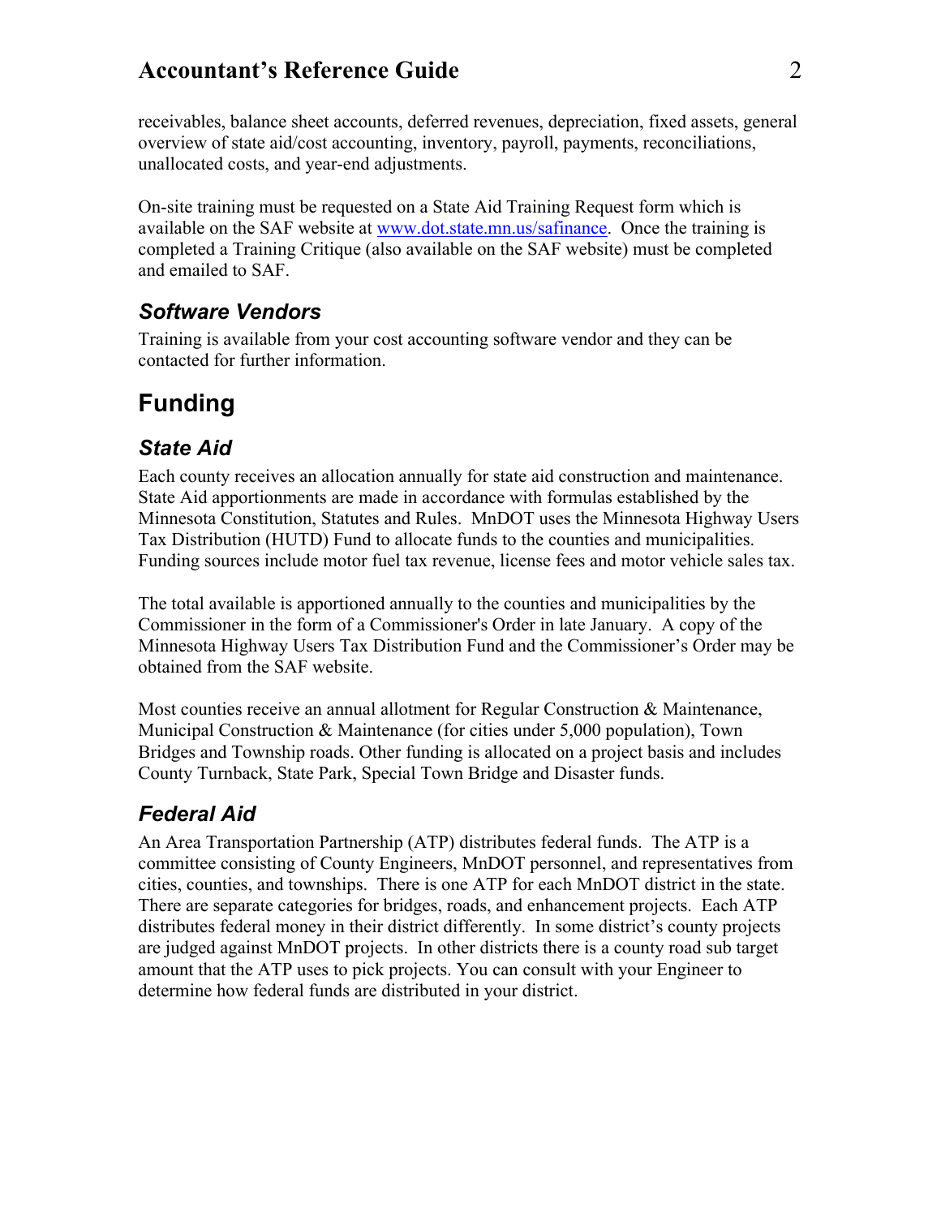receivables, balance sheet accounts, deferred revenues, depreciation, fixed assets, general overview of state aid/cost accounting, inventory, payroll, payments, reconciliations, unallocated costs, and year-end adjustments.

On-site training must be requested on a State Aid Training Request form which is available on the SAF website at [www.dot.state.mn.us/safinance](www.dot.state.mn.us/safinance). Once the training is completed a Training Critique (also available on the SAF website) must be completed and emailed to SAF.

### *Software Vendors*

Training is available from your cost accounting software vendor and they can be contacted for further information.

## Funding

### *State Aid*

Each county receives an allocation annually for state aid construction and maintenance. State Aid apportionments are made in accordance with formulas established by the Minnesota Constitution, Statutes and Rules. MnDOT uses the Minnesota Highway Users Tax Distribution (HUTD) Fund to allocate funds to the counties and municipalities. Funding sources include motor fuel tax revenue, license fees and motor vehicle sales tax.

The total available is apportioned annually to the counties and municipalities by the Commissioner in the form of a Commissioner's Order in late January. A copy of the Minnesota Highway Users Tax Distribution Fund and the Commissioner's Order may be obtained from the SAF website.

Most counties receive an annual allotment for Regular Construction & Maintenance, Municipal Construction & Maintenance (for cities under 5,000 population), Town Bridges and Township roads. Other funding is allocated on a project basis and includes County Turnback, State Park, Special Town Bridge and Disaster funds.

### *Federal Aid*

An Area Transportation Partnership (ATP) distributes federal funds. The ATP is a committee consisting of County Engineers, MnDOT personnel, and representatives from cities, counties, and townships. There is one ATP for each MnDOT district in the state. There are separate categories for bridges, roads, and enhancement projects. Each ATP distributes federal money in their district differently. In some district's county projects are judged against MnDOT projects. In other districts there is a county road sub target amount that the ATP uses to pick projects. You can consult with your Engineer to determine how federal funds are distributed in your district.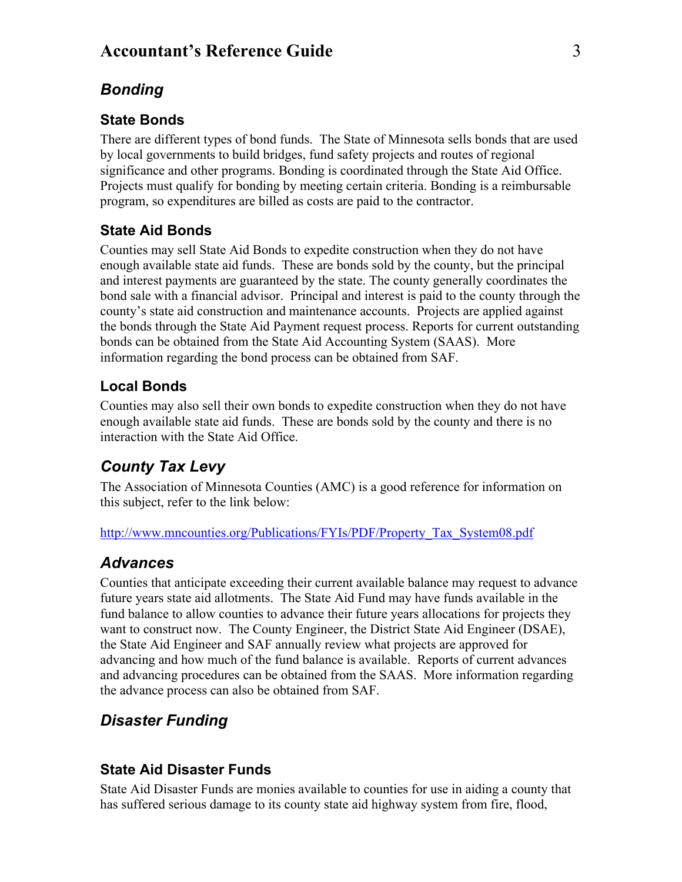## *Bonding*

### State Bonds

There are different types of bond funds. The State of Minnesota sells bonds that are used by local governments to build bridges, fund safety projects and routes of regional significance and other programs. Bonding is coordinated through the State Aid Office. Projects must qualify for bonding by meeting certain criteria. Bonding is a reimbursable program, so expenditures are billed as costs are paid to the contractor.

### State Aid Bonds

Counties may sell State Aid Bonds to expedite construction when they do not have enough available state aid funds. These are bonds sold by the county, but the principal and interest payments are guaranteed by the state. The county generally coordinates the bond sale with a financial advisor. Principal and interest is paid to the county through the county's state aid construction and maintenance accounts. Projects are applied against the bonds through the State Aid Payment request process. Reports for current outstanding bonds can be obtained from the State Aid Accounting System (SAAS). More information regarding the bond process can be obtained from SAF.

### Local Bonds

Counties may also sell their own bonds to expedite construction when they do not have enough available state aid funds. These are bonds sold by the county and there is no interaction with the State Aid Office.

## *County Tax Levy*

The Association of Minnesota Counties (AMC) is a good reference for information on this subject, refer to the link below:

http://www.mncounties.org/Publications/FYIs/PDF/Property_Tax_System08.pdf

## *Advances*

Counties that anticipate exceeding their current available balance may request to advance future years state aid allotments. The State Aid Fund may have funds available in the fund balance to allow counties to advance their future years allocations for projects they want to construct now. The County Engineer, the District State Aid Engineer (DSAE), the State Aid Engineer and SAF annually review what projects are approved for advancing and how much of the fund balance is available. Reports of current advances and advancing procedures can be obtained from the SAAS. More information regarding the advance process can also be obtained from SAF.

## *Disaster Funding*

### State Aid Disaster Funds

State Aid Disaster Funds are monies available to counties for use in aiding a county that has suffered serious damage to its county state aid highway system from fire, flood,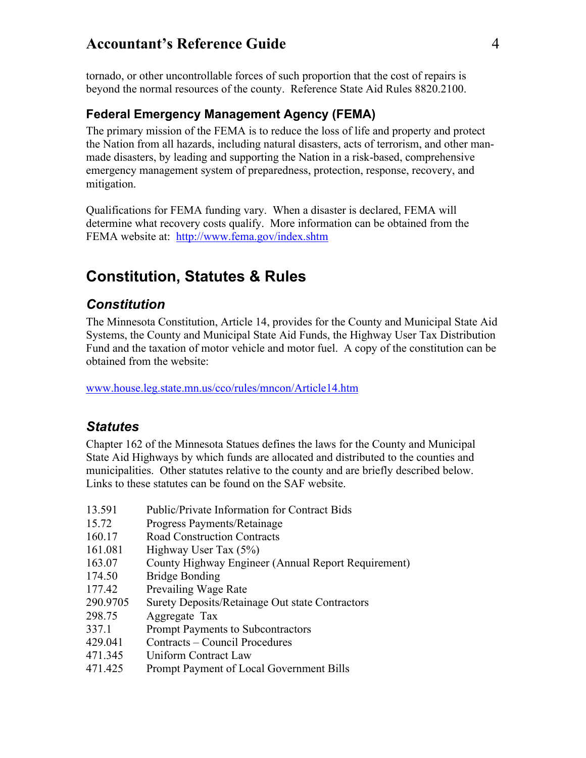tornado, or other uncontrollable forces of such proportion that the cost of repairs is beyond the normal resources of the county. Reference State Aid Rules 8820.2100.

### Federal Emergency Management Agency (FEMA)

The primary mission of the FEMA is to reduce the loss of life and property and protect the Nation from all hazards, including natural disasters, acts of terrorism, and other man-made disasters, by leading and supporting the Nation in a risk-based, comprehensive emergency management system of preparedness, protection, response, recovery, and mitigation.

Qualifications for FEMA funding vary. When a disaster is declared, FEMA will determine what recovery costs qualify. More information can be obtained from the FEMA website at: [http://www.fema.gov/index.shtm](http://www.fema.gov/index.shtm)

## Constitution, Statutes & Rules

### *Constitution*

The Minnesota Constitution, Article 14, provides for the County and Municipal State Aid Systems, the County and Municipal State Aid Funds, the Highway User Tax Distribution Fund and the taxation of motor vehicle and motor fuel. A copy of the constitution can be obtained from the website:

[www.house.leg.state.mn.us/cco/rules/mncon/Article14.htm](www.house.leg.state.mn.us/cco/rules/mncon/Article14.htm)

### *Statutes*

Chapter 162 of the Minnesota Statues defines the laws for the County and Municipal State Aid Highways by which funds are allocated and distributed to the counties and municipalities. Other statutes relative to the county and are briefly described below. Links to these statutes can be found on the SAF website.

| | |
|---|---|
| 13.591 | Public/Private Information for Contract Bids |
| 15.72 | Progress Payments/Retainage |
| 160.17 | Road Construction Contracts |
| 161.081 | Highway User Tax (5%) |
| 163.07 | County Highway Engineer (Annual Report Requirement) |
| 174.50 | Bridge Bonding |
| 177.42 | Prevailing Wage Rate |
| 290.9705 | Surety Deposits/Retainage Out state Contractors |
| 298.75 | Aggregate Tax |
| 337.1 | Prompt Payments to Subcontractors |
| 429.041 | Contracts – Council Procedures |
| 471.345 | Uniform Contract Law |
| 471.425 | Prompt Payment of Local Government Bills |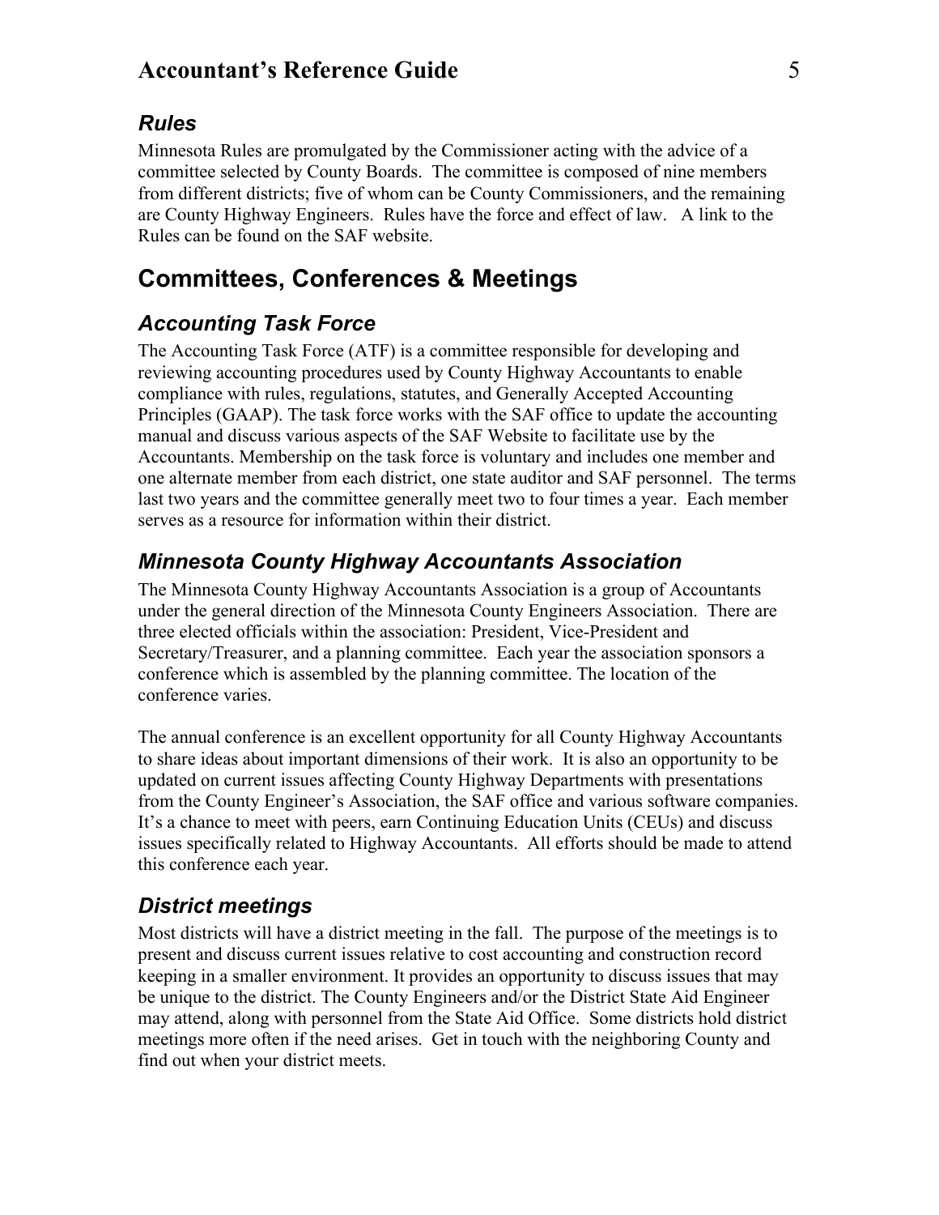### Rules

Minnesota Rules are promulgated by the Commissioner acting with the advice of a committee selected by County Boards. The committee is composed of nine members from different districts; five of whom can be County Commissioners, and the remaining are County Highway Engineers. Rules have the force and effect of law. A link to the Rules can be found on the SAF website.

## Committees, Conferences & Meetings

### Accounting Task Force

The Accounting Task Force (ATF) is a committee responsible for developing and reviewing accounting procedures used by County Highway Accountants to enable compliance with rules, regulations, statutes, and Generally Accepted Accounting Principles (GAAP). The task force works with the SAF office to update the accounting manual and discuss various aspects of the SAF Website to facilitate use by the Accountants. Membership on the task force is voluntary and includes one member and one alternate member from each district, one state auditor and SAF personnel. The terms last two years and the committee generally meet two to four times a year. Each member serves as a resource for information within their district.

### Minnesota County Highway Accountants Association

The Minnesota County Highway Accountants Association is a group of Accountants under the general direction of the Minnesota County Engineers Association. There are three elected officials within the association: President, Vice-President and Secretary/Treasurer, and a planning committee. Each year the association sponsors a conference which is assembled by the planning committee. The location of the conference varies.

The annual conference is an excellent opportunity for all County Highway Accountants to share ideas about important dimensions of their work. It is also an opportunity to be updated on current issues affecting County Highway Departments with presentations from the County Engineer's Association, the SAF office and various software companies. It's a chance to meet with peers, earn Continuing Education Units (CEUs) and discuss issues specifically related to Highway Accountants. All efforts should be made to attend this conference each year.

### District meetings

Most districts will have a district meeting in the fall. The purpose of the meetings is to present and discuss current issues relative to cost accounting and construction record keeping in a smaller environment. It provides an opportunity to discuss issues that may be unique to the district. The County Engineers and/or the District State Aid Engineer may attend, along with personnel from the State Aid Office. Some districts hold district meetings more often if the need arises. Get in touch with the neighboring County and find out when your district meets.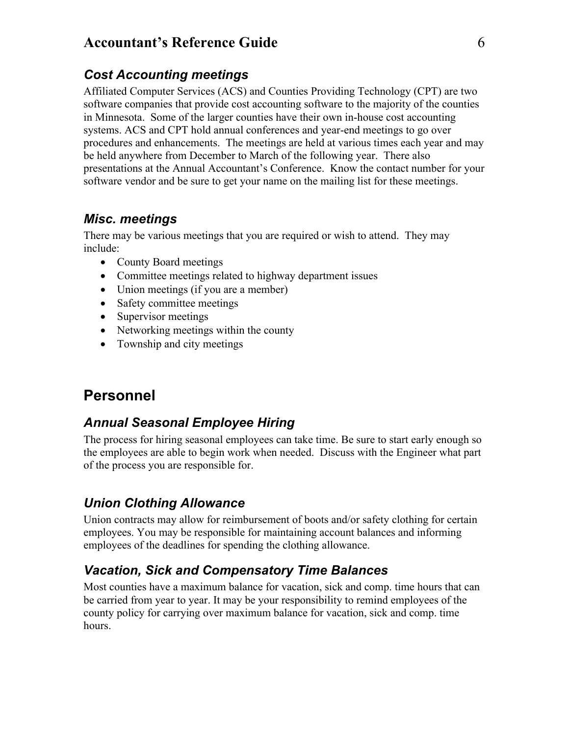### *Cost Accounting meetings*

Affiliated Computer Services (ACS) and Counties Providing Technology (CPT) are two software companies that provide cost accounting software to the majority of the counties in Minnesota. Some of the larger counties have their own in-house cost accounting systems. ACS and CPT hold annual conferences and year-end meetings to go over procedures and enhancements. The meetings are held at various times each year and may be held anywhere from December to March of the following year. There also presentations at the Annual Accountant's Conference. Know the contact number for your software vendor and be sure to get your name on the mailing list for these meetings.

### *Misc. meetings*

There may be various meetings that you are required or wish to attend. They may include:

- County Board meetings
- Committee meetings related to highway department issues
- Union meetings (if you are a member)
- Safety committee meetings
- Supervisor meetings
- Networking meetings within the county
- Township and city meetings

## Personnel

### *Annual Seasonal Employee Hiring*

The process for hiring seasonal employees can take time. Be sure to start early enough so the employees are able to begin work when needed. Discuss with the Engineer what part of the process you are responsible for.

### *Union Clothing Allowance*

Union contracts may allow for reimbursement of boots and/or safety clothing for certain employees. You may be responsible for maintaining account balances and informing employees of the deadlines for spending the clothing allowance.

### *Vacation, Sick and Compensatory Time Balances*

Most counties have a maximum balance for vacation, sick and comp. time hours that can be carried from year to year. It may be your responsibility to remind employees of the county policy for carrying over maximum balance for vacation, sick and comp. time hours.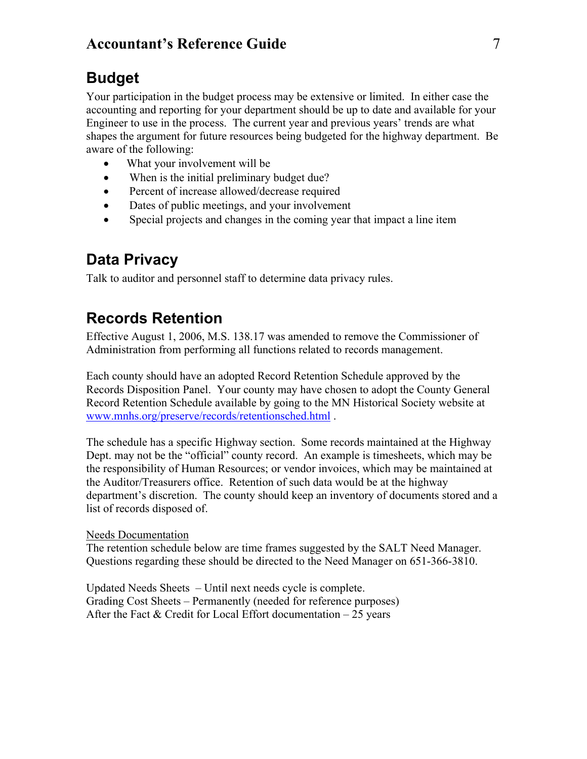## Budget

Your participation in the budget process may be extensive or limited. In either case the accounting and reporting for your department should be up to date and available for your Engineer to use in the process. The current year and previous years' trends are what shapes the argument for future resources being budgeted for the highway department. Be aware of the following:

- What your involvement will be
- When is the initial preliminary budget due?
- Percent of increase allowed/decrease required
- Dates of public meetings, and your involvement
- Special projects and changes in the coming year that impact a line item

## Data Privacy

Talk to auditor and personnel staff to determine data privacy rules.

## Records Retention

Effective August 1, 2006, M.S. 138.17 was amended to remove the Commissioner of Administration from performing all functions related to records management.

Each county should have an adopted Record Retention Schedule approved by the Records Disposition Panel. Your county may have chosen to adopt the County General Record Retention Schedule available by going to the MN Historical Society website at [www.mnhs.org/preserve/records/retentionsched.html](www.mnhs.org/preserve/records/retentionsched.html) .

The schedule has a specific Highway section. Some records maintained at the Highway Dept. may not be the "official" county record. An example is timesheets, which may be the responsibility of Human Resources; or vendor invoices, which may be maintained at the Auditor/Treasurers office. Retention of such data would be at the highway department's discretion. The county should keep an inventory of documents stored and a list of records disposed of.

<u>Needs Documentation</u>

The retention schedule below are time frames suggested by the SALT Need Manager. Questions regarding these should be directed to the Need Manager on 651-366-3810.

Updated Needs Sheets – Until next needs cycle is complete.
Grading Cost Sheets – Permanently (needed for reference purposes)
After the Fact & Credit for Local Effort documentation – 25 years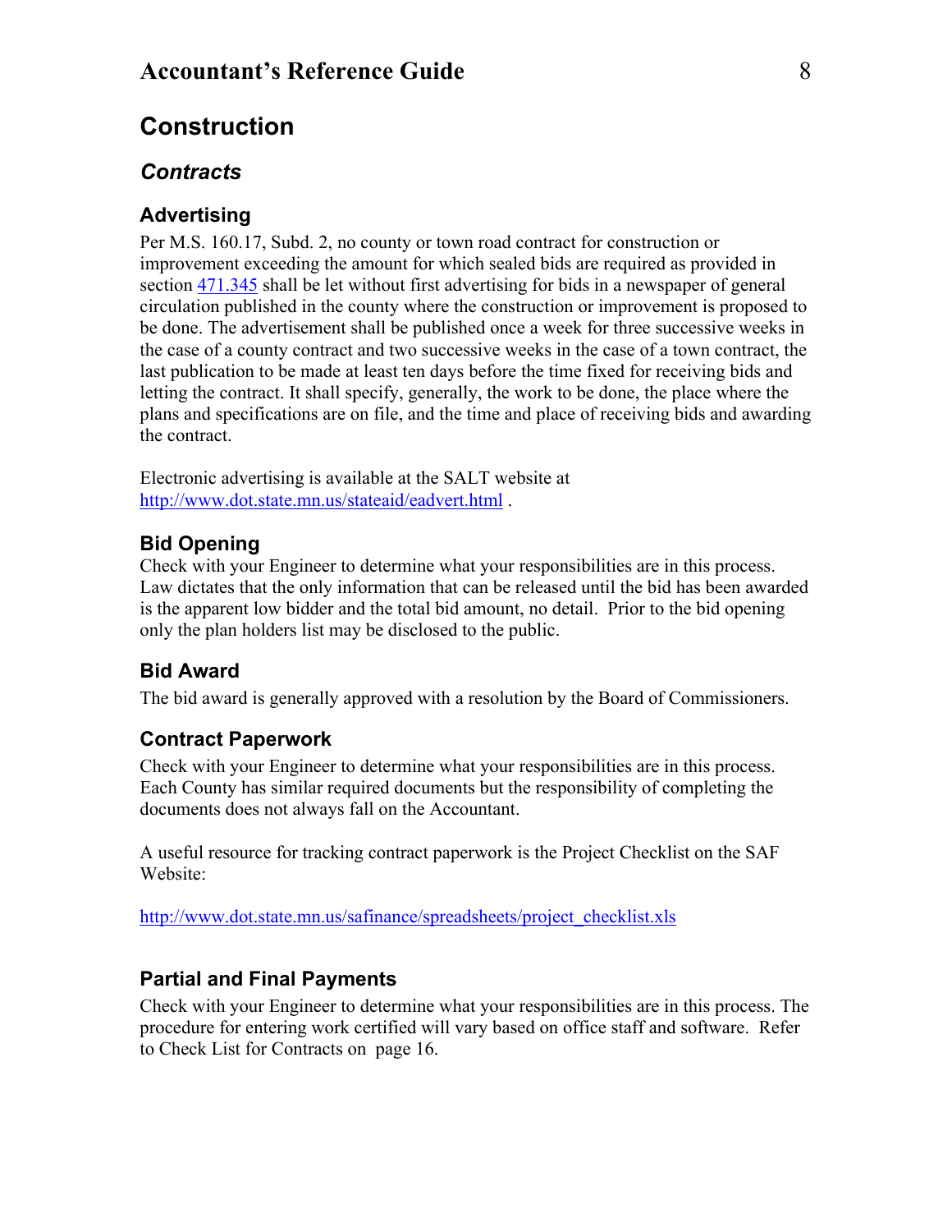# Construction

## *Contracts*

### Advertising

Per M.S. 160.17, Subd. 2, no county or town road contract for construction or improvement exceeding the amount for which sealed bids are required as provided in section 471.345 shall be let without first advertising for bids in a newspaper of general circulation published in the county where the construction or improvement is proposed to be done. The advertisement shall be published once a week for three successive weeks in the case of a county contract and two successive weeks in the case of a town contract, the last publication to be made at least ten days before the time fixed for receiving bids and letting the contract. It shall specify, generally, the work to be done, the place where the plans and specifications are on file, and the time and place of receiving bids and awarding the contract.

Electronic advertising is available at the SALT website at http://www.dot.state.mn.us/stateaid/eadvert.html .

### Bid Opening

Check with your Engineer to determine what your responsibilities are in this process. Law dictates that the only information that can be released until the bid has been awarded is the apparent low bidder and the total bid amount, no detail. Prior to the bid opening only the plan holders list may be disclosed to the public.

### Bid Award

The bid award is generally approved with a resolution by the Board of Commissioners.

### Contract Paperwork

Check with your Engineer to determine what your responsibilities are in this process. Each County has similar required documents but the responsibility of completing the documents does not always fall on the Accountant.

A useful resource for tracking contract paperwork is the Project Checklist on the SAF Website:

http://www.dot.state.mn.us/safinance/spreadsheets/project_checklist.xls

### Partial and Final Payments

Check with your Engineer to determine what your responsibilities are in this process. The procedure for entering work certified will vary based on office staff and software. Refer to Check List for Contracts on page 16.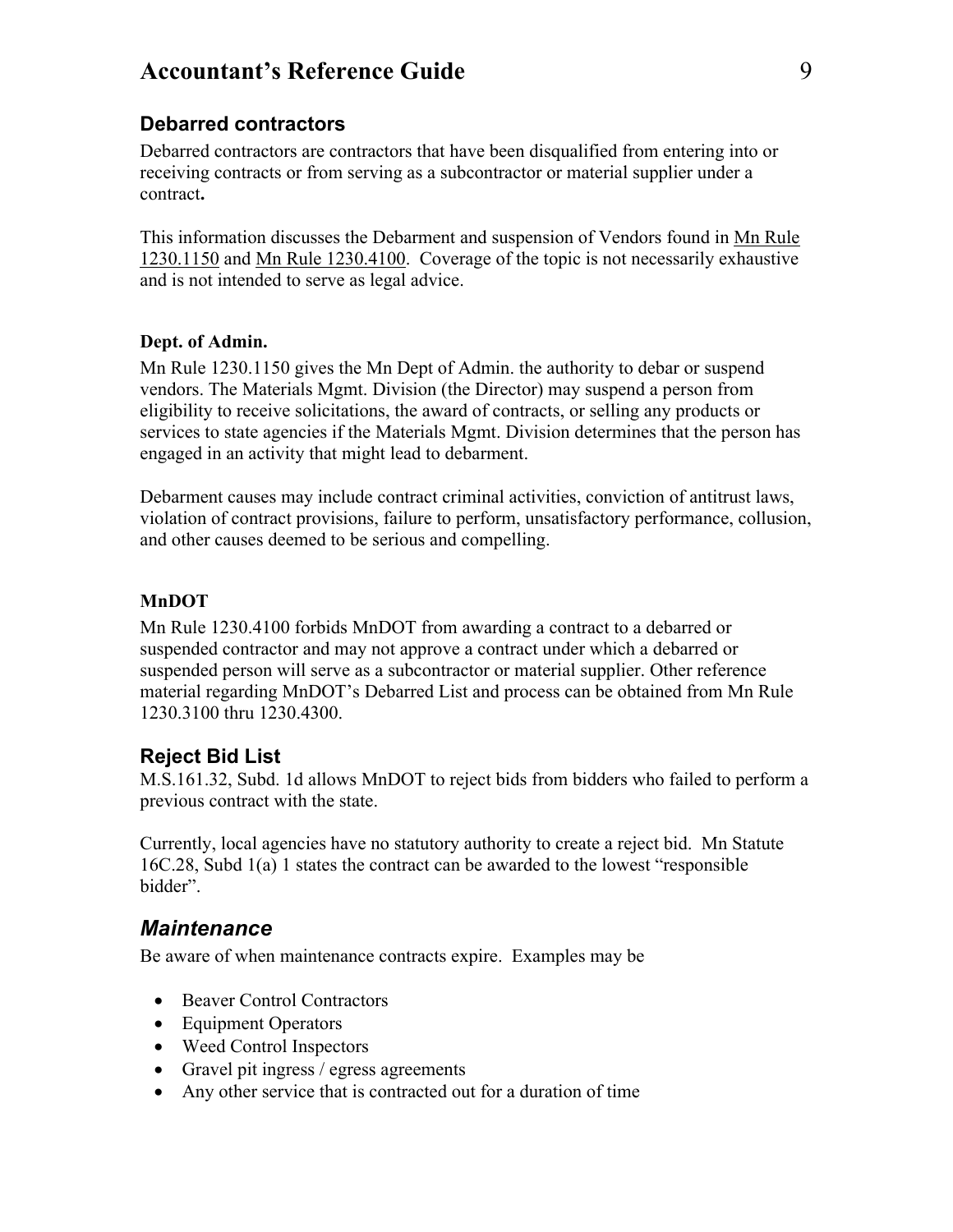## Debarred contractors

Debarred contractors are contractors that have been disqualified from entering into or receiving contracts or from serving as a subcontractor or material supplier under a contract**.**

This information discusses the Debarment and suspension of Vendors found in Mn Rule 1230.1150 and Mn Rule 1230.4100. Coverage of the topic is not necessarily exhaustive and is not intended to serve as legal advice.

#### Dept. of Admin.

Mn Rule 1230.1150 gives the Mn Dept of Admin. the authority to debar or suspend vendors. The Materials Mgmt. Division (the Director) may suspend a person from eligibility to receive solicitations, the award of contracts, or selling any products or services to state agencies if the Materials Mgmt. Division determines that the person has engaged in an activity that might lead to debarment.

Debarment causes may include contract criminal activities, conviction of antitrust laws, violation of contract provisions, failure to perform, unsatisfactory performance, collusion, and other causes deemed to be serious and compelling.

#### MnDOT

Mn Rule 1230.4100 forbids MnDOT from awarding a contract to a debarred or suspended contractor and may not approve a contract under which a debarred or suspended person will serve as a subcontractor or material supplier. Other reference material regarding MnDOT's Debarred List and process can be obtained from Mn Rule 1230.3100 thru 1230.4300.

## Reject Bid List

M.S.161.32, Subd. 1d allows MnDOT to reject bids from bidders who failed to perform a previous contract with the state.

Currently, local agencies have no statutory authority to create a reject bid. Mn Statute 16C.28, Subd 1(a) 1 states the contract can be awarded to the lowest "responsible bidder".

## *Maintenance*

Be aware of when maintenance contracts expire. Examples may be

- Beaver Control Contractors
- Equipment Operators
- Weed Control Inspectors
- Gravel pit ingress / egress agreements
- Any other service that is contracted out for a duration of time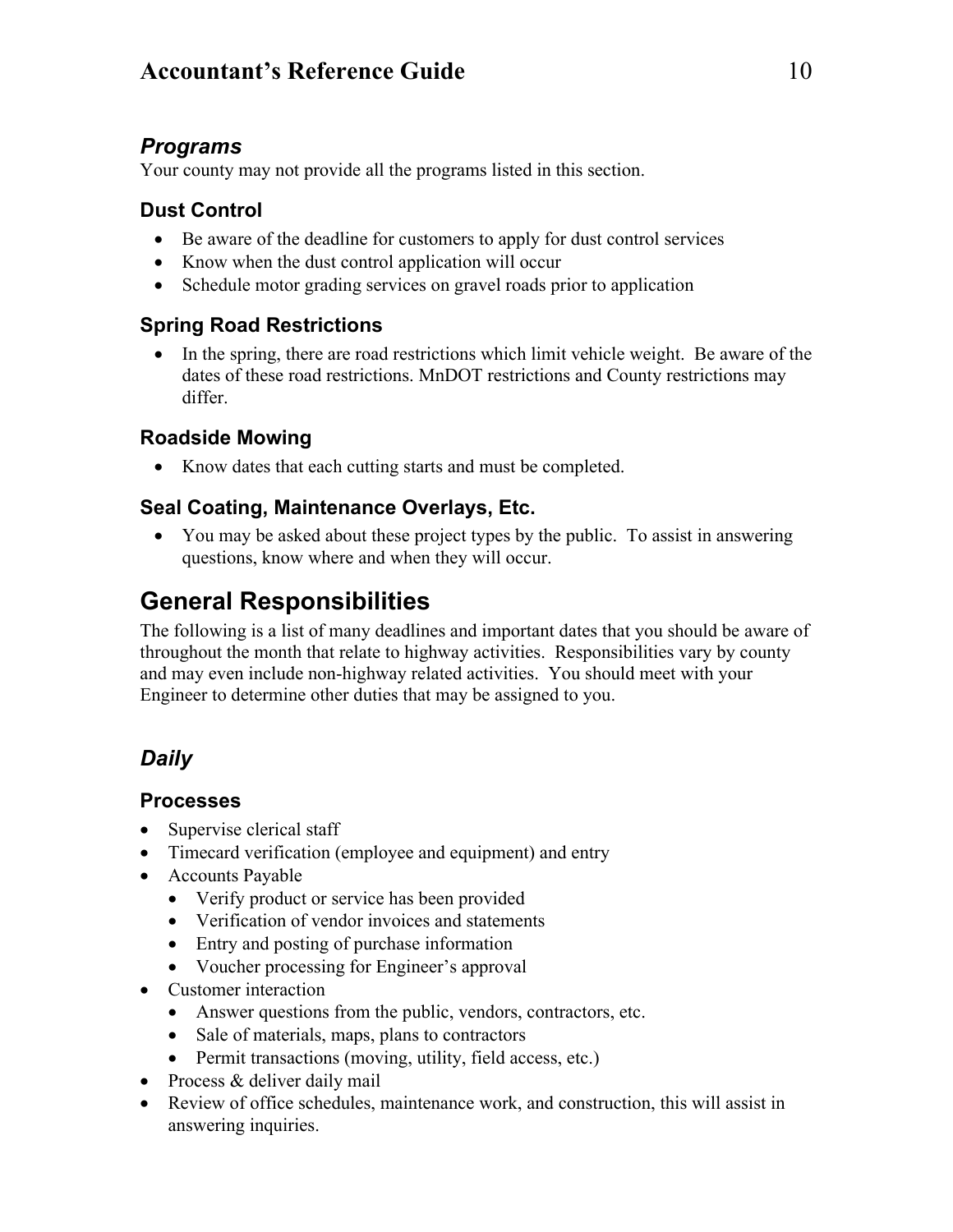## *Programs*

Your county may not provide all the programs listed in this section.

### Dust Control

- Be aware of the deadline for customers to apply for dust control services
- Know when the dust control application will occur
- Schedule motor grading services on gravel roads prior to application

### Spring Road Restrictions

- In the spring, there are road restrictions which limit vehicle weight. Be aware of the dates of these road restrictions. MnDOT restrictions and County restrictions may differ.

### Roadside Mowing

- Know dates that each cutting starts and must be completed.

### Seal Coating, Maintenance Overlays, Etc.

- You may be asked about these project types by the public. To assist in answering questions, know where and when they will occur.

# General Responsibilities

The following is a list of many deadlines and important dates that you should be aware of throughout the month that relate to highway activities. Responsibilities vary by county and may even include non-highway related activities. You should meet with your Engineer to determine other duties that may be assigned to you.

## *Daily*

### Processes

- Supervise clerical staff
- Timecard verification (employee and equipment) and entry
- Accounts Payable
  - Verify product or service has been provided
  - Verification of vendor invoices and statements
  - Entry and posting of purchase information
  - Voucher processing for Engineer's approval
- Customer interaction
  - Answer questions from the public, vendors, contractors, etc.
  - Sale of materials, maps, plans to contractors
  - Permit transactions (moving, utility, field access, etc.)
- Process & deliver daily mail
- Review of office schedules, maintenance work, and construction, this will assist in answering inquiries.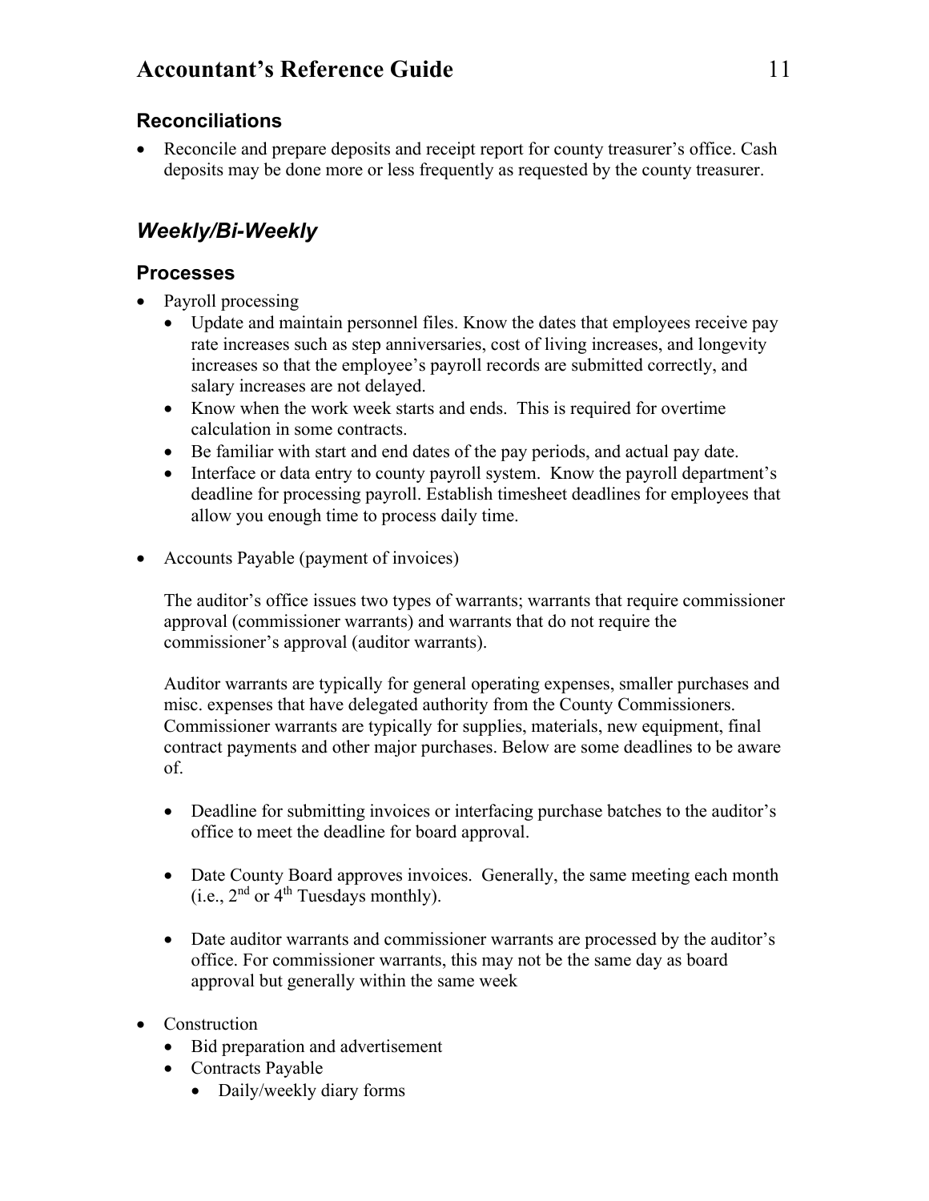### Reconciliations

- Reconcile and prepare deposits and receipt report for county treasurer's office. Cash deposits may be done more or less frequently as requested by the county treasurer.

## *Weekly/Bi-Weekly*

### Processes

- Payroll processing
  - Update and maintain personnel files. Know the dates that employees receive pay rate increases such as step anniversaries, cost of living increases, and longevity increases so that the employee's payroll records are submitted correctly, and salary increases are not delayed.
  - Know when the work week starts and ends. This is required for overtime calculation in some contracts.
  - Be familiar with start and end dates of the pay periods, and actual pay date.
  - Interface or data entry to county payroll system. Know the payroll department's deadline for processing payroll. Establish timesheet deadlines for employees that allow you enough time to process daily time.

- Accounts Payable (payment of invoices)

  The auditor's office issues two types of warrants; warrants that require commissioner approval (commissioner warrants) and warrants that do not require the commissioner's approval (auditor warrants).

  Auditor warrants are typically for general operating expenses, smaller purchases and misc. expenses that have delegated authority from the County Commissioners. Commissioner warrants are typically for supplies, materials, new equipment, final contract payments and other major purchases. Below are some deadlines to be aware of.

  - Deadline for submitting invoices or interfacing purchase batches to the auditor's office to meet the deadline for board approval.

  - Date County Board approves invoices. Generally, the same meeting each month (i.e., 2nd or 4th Tuesdays monthly).

  - Date auditor warrants and commissioner warrants are processed by the auditor's office. For commissioner warrants, this may not be the same day as board approval but generally within the same week

- Construction
  - Bid preparation and advertisement
  - Contracts Payable
    - Daily/weekly diary forms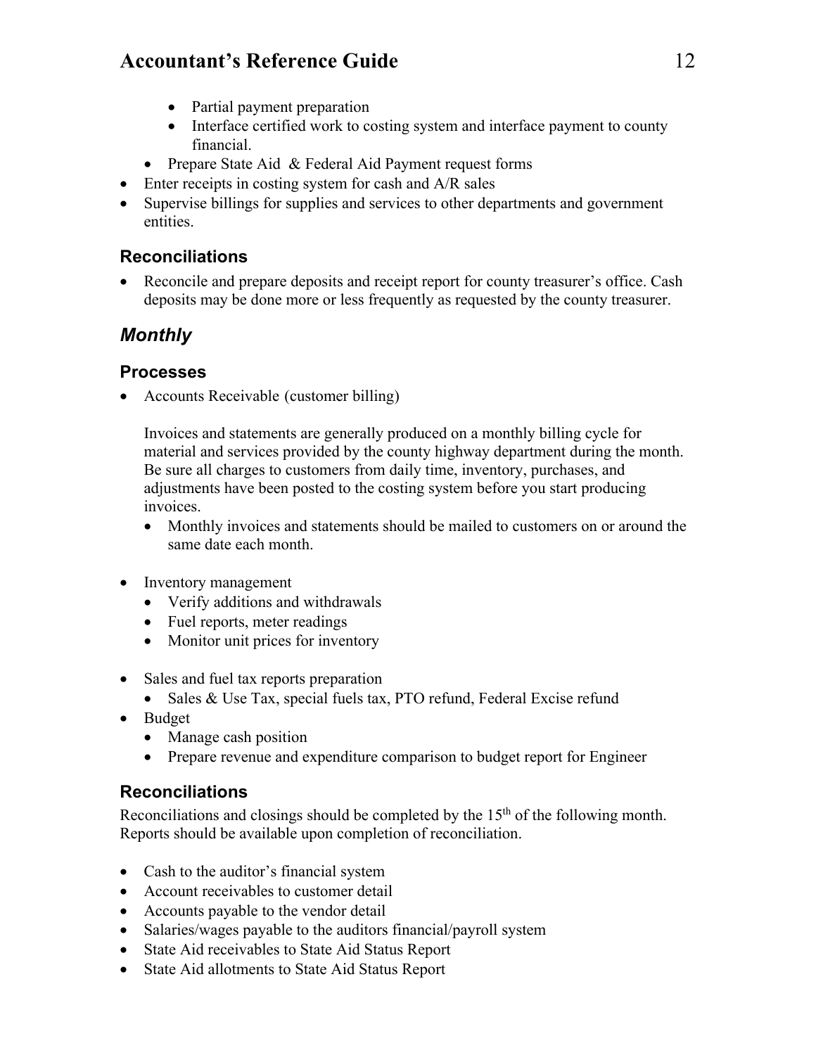- Partial payment preparation
    - Interface certified work to costing system and interface payment to county financial.
  - Prepare State Aid & Federal Aid Payment request forms
- Enter receipts in costing system for cash and A/R sales
- Supervise billings for supplies and services to other departments and government entities.

### Reconciliations

- Reconcile and prepare deposits and receipt report for county treasurer's office. Cash deposits may be done more or less frequently as requested by the county treasurer.

## *Monthly*

### Processes

- Accounts Receivable (customer billing)

  Invoices and statements are generally produced on a monthly billing cycle for material and services provided by the county highway department during the month. Be sure all charges to customers from daily time, inventory, purchases, and adjustments have been posted to the costing system before you start producing invoices.
  - Monthly invoices and statements should be mailed to customers on or around the same date each month.

- Inventory management
  - Verify additions and withdrawals
  - Fuel reports, meter readings
  - Monitor unit prices for inventory

- Sales and fuel tax reports preparation
  - Sales & Use Tax, special fuels tax, PTO refund, Federal Excise refund
- Budget
  - Manage cash position
  - Prepare revenue and expenditure comparison to budget report for Engineer

### Reconciliations

Reconciliations and closings should be completed by the 15th of the following month. Reports should be available upon completion of reconciliation.

- Cash to the auditor's financial system
- Account receivables to customer detail
- Accounts payable to the vendor detail
- Salaries/wages payable to the auditors financial/payroll system
- State Aid receivables to State Aid Status Report
- State Aid allotments to State Aid Status Report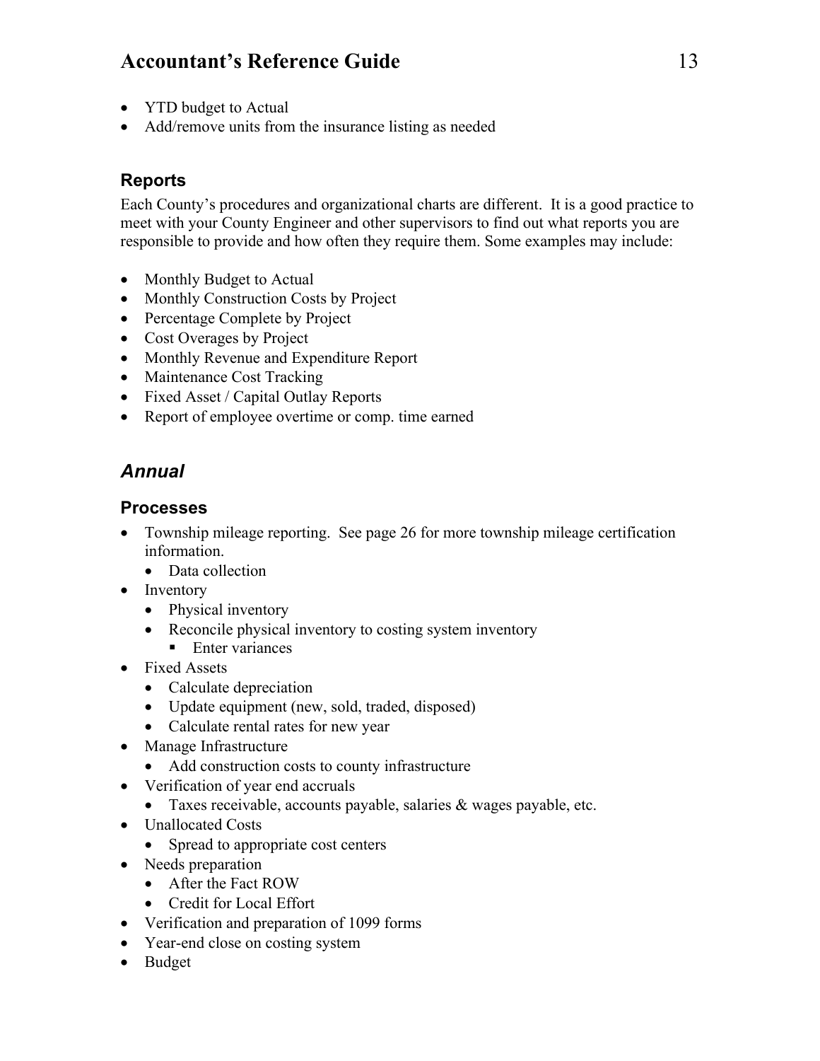- YTD budget to Actual
- Add/remove units from the insurance listing as needed

### Reports

Each County's procedures and organizational charts are different. It is a good practice to meet with your County Engineer and other supervisors to find out what reports you are responsible to provide and how often they require them. Some examples may include:

- Monthly Budget to Actual
- Monthly Construction Costs by Project
- Percentage Complete by Project
- Cost Overages by Project
- Monthly Revenue and Expenditure Report
- Maintenance Cost Tracking
- Fixed Asset / Capital Outlay Reports
- Report of employee overtime or comp. time earned

## *Annual*

### Processes

- Township mileage reporting. See page 26 for more township mileage certification information.
  - Data collection
- Inventory
  - Physical inventory
  - Reconcile physical inventory to costing system inventory
    - Enter variances
- Fixed Assets
  - Calculate depreciation
  - Update equipment (new, sold, traded, disposed)
  - Calculate rental rates for new year
- Manage Infrastructure
  - Add construction costs to county infrastructure
- Verification of year end accruals
  - Taxes receivable, accounts payable, salaries & wages payable, etc.
- Unallocated Costs
  - Spread to appropriate cost centers
- Needs preparation
  - After the Fact ROW
  - Credit for Local Effort
- Verification and preparation of 1099 forms
- Year-end close on costing system
- Budget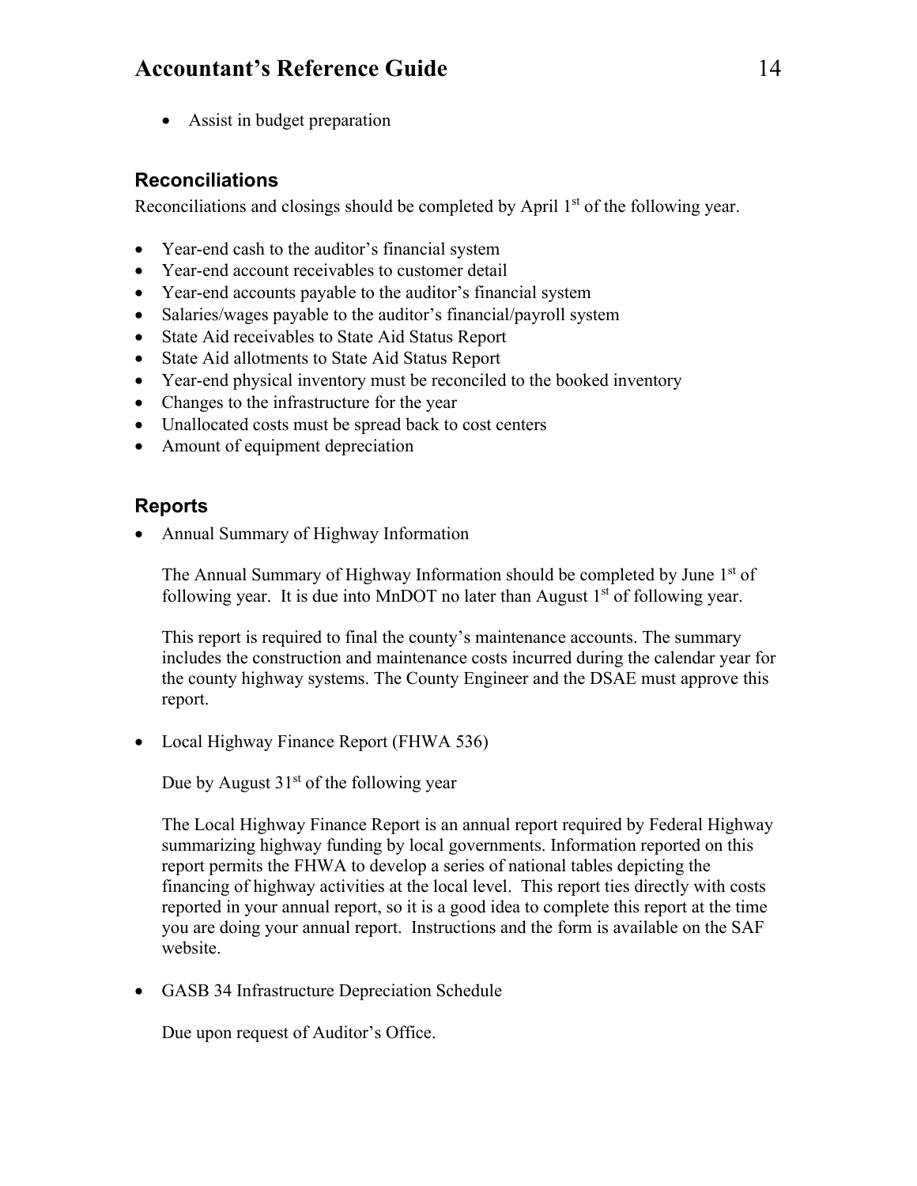- Assist in budget preparation

## Reconciliations

Reconciliations and closings should be completed by April 1st of the following year.

- Year-end cash to the auditor's financial system
- Year-end account receivables to customer detail
- Year-end accounts payable to the auditor's financial system
- Salaries/wages payable to the auditor's financial/payroll system
- State Aid receivables to State Aid Status Report
- State Aid allotments to State Aid Status Report
- Year-end physical inventory must be reconciled to the booked inventory
- Changes to the infrastructure for the year
- Unallocated costs must be spread back to cost centers
- Amount of equipment depreciation

## Reports

- Annual Summary of Highway Information

  The Annual Summary of Highway Information should be completed by June 1st of following year. It is due into MnDOT no later than August 1st of following year.

  This report is required to final the county's maintenance accounts. The summary includes the construction and maintenance costs incurred during the calendar year for the county highway systems. The County Engineer and the DSAE must approve this report.

- Local Highway Finance Report (FHWA 536)

  Due by August 31st of the following year

  The Local Highway Finance Report is an annual report required by Federal Highway summarizing highway funding by local governments. Information reported on this report permits the FHWA to develop a series of national tables depicting the financing of highway activities at the local level. This report ties directly with costs reported in your annual report, so it is a good idea to complete this report at the time you are doing your annual report. Instructions and the form is available on the SAF website.

- GASB 34 Infrastructure Depreciation Schedule

  Due upon request of Auditor's Office.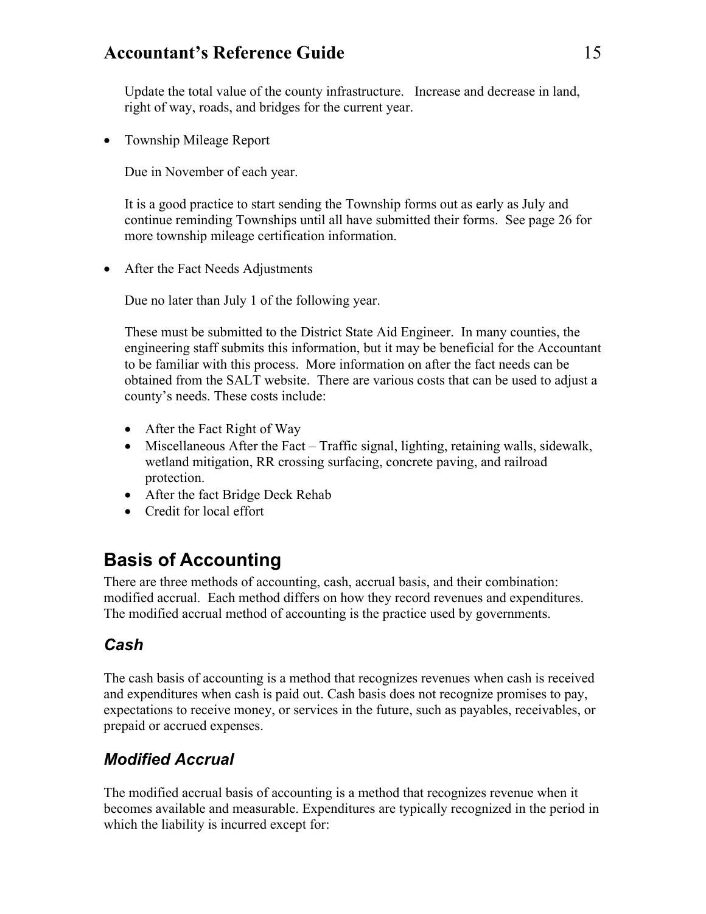Update the total value of the county infrastructure. Increase and decrease in land, right of way, roads, and bridges for the current year.

- Township Mileage Report

  Due in November of each year.

  It is a good practice to start sending the Township forms out as early as July and continue reminding Townships until all have submitted their forms. See page 26 for more township mileage certification information.

- After the Fact Needs Adjustments

  Due no later than July 1 of the following year.

  These must be submitted to the District State Aid Engineer. In many counties, the engineering staff submits this information, but it may be beneficial for the Accountant to be familiar with this process. More information on after the fact needs can be obtained from the SALT website. There are various costs that can be used to adjust a county's needs. These costs include:

  - After the Fact Right of Way
  - Miscellaneous After the Fact – Traffic signal, lighting, retaining walls, sidewalk, wetland mitigation, RR crossing surfacing, concrete paving, and railroad protection.
  - After the fact Bridge Deck Rehab
  - Credit for local effort

# Basis of Accounting

There are three methods of accounting, cash, accrual basis, and their combination: modified accrual. Each method differs on how they record revenues and expenditures. The modified accrual method of accounting is the practice used by governments.

## *Cash*

The cash basis of accounting is a method that recognizes revenues when cash is received and expenditures when cash is paid out. Cash basis does not recognize promises to pay, expectations to receive money, or services in the future, such as payables, receivables, or prepaid or accrued expenses.

## *Modified Accrual*

The modified accrual basis of accounting is a method that recognizes revenue when it becomes available and measurable. Expenditures are typically recognized in the period in which the liability is incurred except for: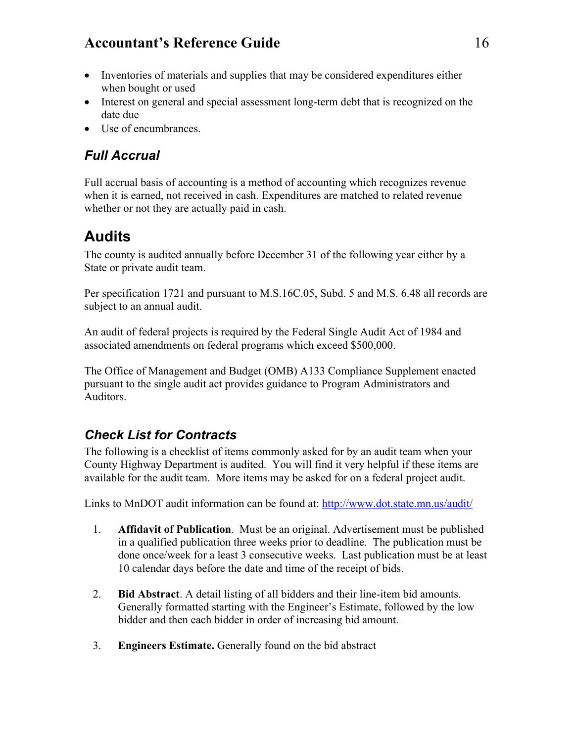- Inventories of materials and supplies that may be considered expenditures either when bought or used
- Interest on general and special assessment long-term debt that is recognized on the date due
- Use of encumbrances.

### *Full Accrual*

Full accrual basis of accounting is a method of accounting which recognizes revenue when it is earned, not received in cash. Expenditures are matched to related revenue whether or not they are actually paid in cash.

## Audits

The county is audited annually before December 31 of the following year either by a State or private audit team.

Per specification 1721 and pursuant to M.S.16C.05, Subd. 5 and M.S. 6.48 all records are subject to an annual audit.

An audit of federal projects is required by the Federal Single Audit Act of 1984 and associated amendments on federal programs which exceed $500,000.

The Office of Management and Budget (OMB) A133 Compliance Supplement enacted pursuant to the single audit act provides guidance to Program Administrators and Auditors.

### *Check List for Contracts*

The following is a checklist of items commonly asked for by an audit team when your County Highway Department is audited. You will find it very helpful if these items are available for the audit team. More items may be asked for on a federal project audit.

Links to MnDOT audit information can be found at: http://www.dot.state.mn.us/audit/

1. **Affidavit of Publication**. Must be an original. Advertisement must be published in a qualified publication three weeks prior to deadline. The publication must be done once/week for a least 3 consecutive weeks. Last publication must be at least 10 calendar days before the date and time of the receipt of bids.

2. **Bid Abstract**. A detail listing of all bidders and their line-item bid amounts. Generally formatted starting with the Engineer's Estimate, followed by the low bidder and then each bidder in order of increasing bid amount.

3. **Engineers Estimate.** Generally found on the bid abstract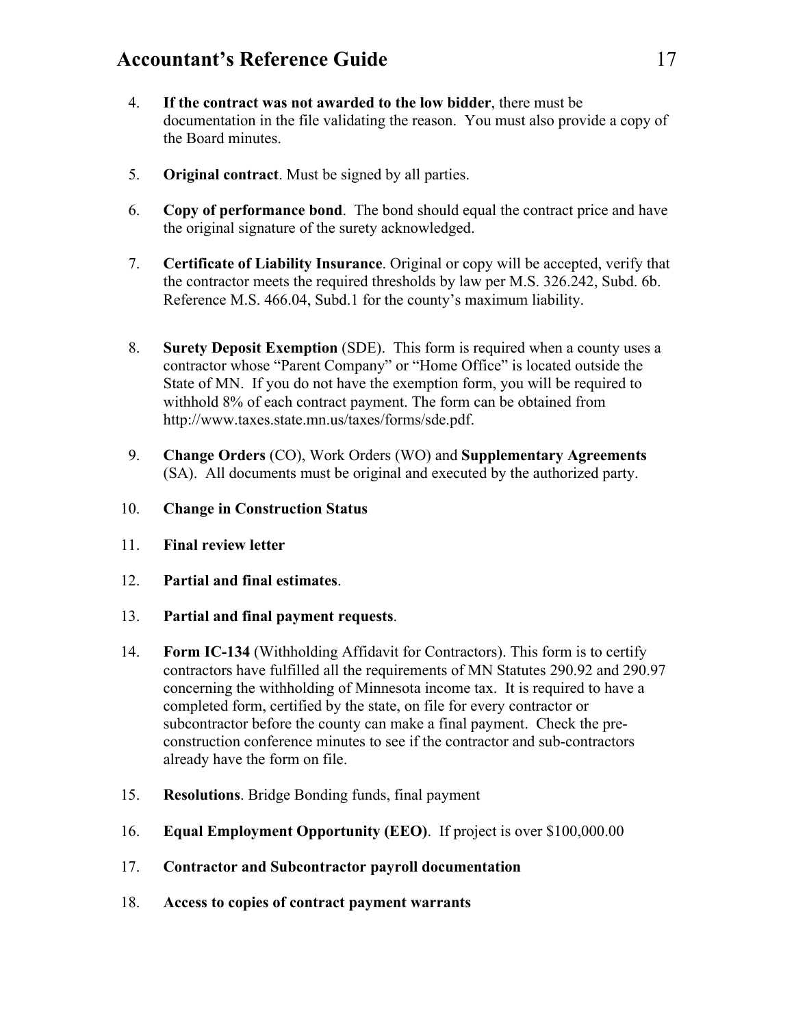4. **If the contract was not awarded to the low bidder**, there must be documentation in the file validating the reason. You must also provide a copy of the Board minutes.

5. **Original contract**. Must be signed by all parties.

6. **Copy of performance bond**. The bond should equal the contract price and have the original signature of the surety acknowledged.

7. **Certificate of Liability Insurance**. Original or copy will be accepted, verify that the contractor meets the required thresholds by law per M.S. 326.242, Subd. 6b. Reference M.S. 466.04, Subd.1 for the county's maximum liability.

8. **Surety Deposit Exemption** (SDE). This form is required when a county uses a contractor whose "Parent Company" or "Home Office" is located outside the State of MN. If you do not have the exemption form, you will be required to withhold 8% of each contract payment. The form can be obtained from http://www.taxes.state.mn.us/taxes/forms/sde.pdf.

9. **Change Orders** (CO), Work Orders (WO) and **Supplementary Agreements** (SA). All documents must be original and executed by the authorized party.

10. **Change in Construction Status**

11. **Final review letter**

12. **Partial and final estimates**.

13. **Partial and final payment requests**.

14. **Form IC-134** (Withholding Affidavit for Contractors). This form is to certify contractors have fulfilled all the requirements of MN Statutes 290.92 and 290.97 concerning the withholding of Minnesota income tax. It is required to have a completed form, certified by the state, on file for every contractor or subcontractor before the county can make a final payment. Check the pre-construction conference minutes to see if the contractor and sub-contractors already have the form on file.

15. **Resolutions**. Bridge Bonding funds, final payment

16. **Equal Employment Opportunity (EEO)**. If project is over $100,000.00

17. **Contractor and Subcontractor payroll documentation**

18. **Access to copies of contract payment warrants**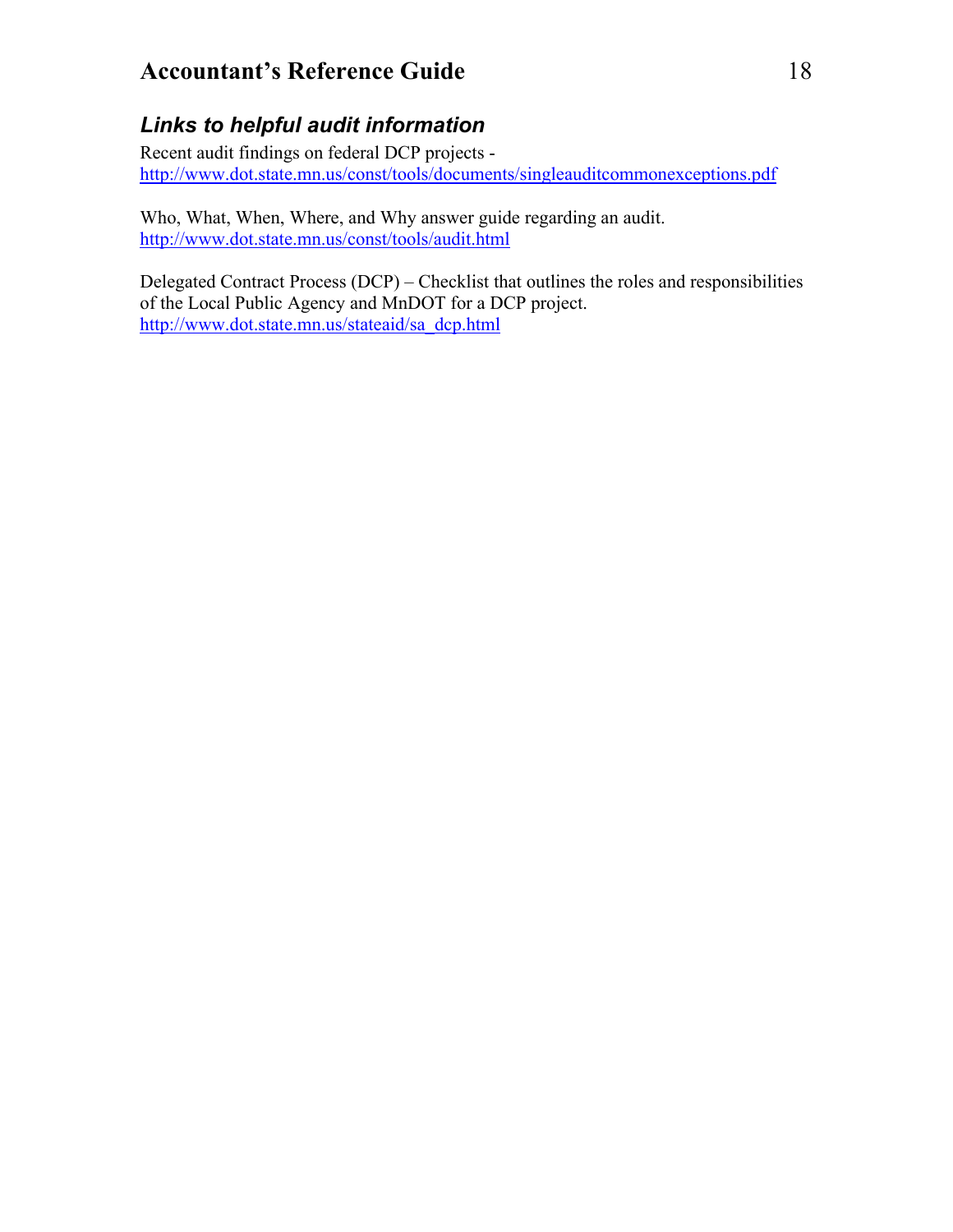## *Links to helpful audit information*

Recent audit findings on federal DCP projects -
http://www.dot.state.mn.us/const/tools/documents/singleauditcommonexceptions.pdf

Who, What, When, Where, and Why answer guide regarding an audit.
http://www.dot.state.mn.us/const/tools/audit.html

Delegated Contract Process (DCP) – Checklist that outlines the roles and responsibilities of the Local Public Agency and MnDOT for a DCP project.
http://www.dot.state.mn.us/stateaid/sa_dcp.html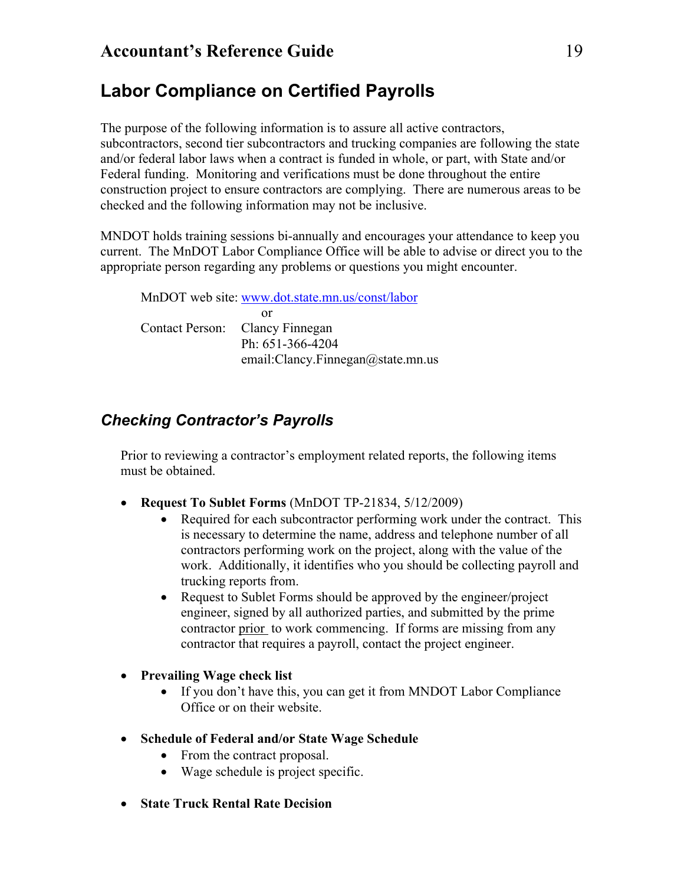## Labor Compliance on Certified Payrolls

The purpose of the following information is to assure all active contractors, subcontractors, second tier subcontractors and trucking companies are following the state and/or federal labor laws when a contract is funded in whole, or part, with State and/or Federal funding. Monitoring and verifications must be done throughout the entire construction project to ensure contractors are complying. There are numerous areas to be checked and the following information may not be inclusive.

MNDOT holds training sessions bi-annually and encourages your attendance to keep you current. The MnDOT Labor Compliance Office will be able to advise or direct you to the appropriate person regarding any problems or questions you might encounter.

MnDOT web site: [www.dot.state.mn.us/const/labor](www.dot.state.mn.us/const/labor)
or
Contact Person: Clancy Finnegan
Ph: 651-366-4204
email:Clancy.Finnegan@state.mn.us

### *Checking Contractor's Payrolls*

Prior to reviewing a contractor's employment related reports, the following items must be obtained.

- **Request To Sublet Forms** (MnDOT TP-21834, 5/12/2009)
  - Required for each subcontractor performing work under the contract. This is necessary to determine the name, address and telephone number of all contractors performing work on the project, along with the value of the work. Additionally, it identifies who you should be collecting payroll and trucking reports from.
  - Request to Sublet Forms should be approved by the engineer/project engineer, signed by all authorized parties, and submitted by the prime contractor <u>prior</u> to work commencing. If forms are missing from any contractor that requires a payroll, contact the project engineer.
- **Prevailing Wage check list**
  - If you don't have this, you can get it from MNDOT Labor Compliance Office or on their website.
- **Schedule of Federal and/or State Wage Schedule**
  - From the contract proposal.
  - Wage schedule is project specific.
- **State Truck Rental Rate Decision**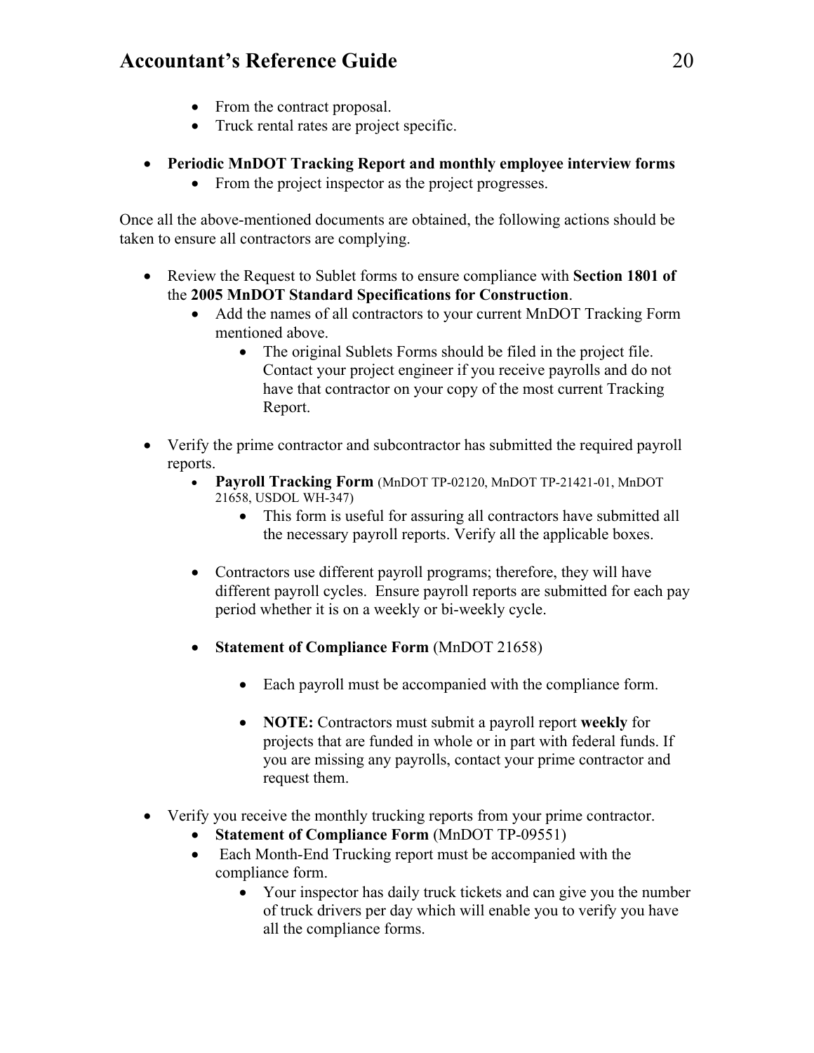- From the contract proposal.
- Truck rental rates are project specific.

- **Periodic MnDOT Tracking Report and monthly employee interview forms**
  - From the project inspector as the project progresses.

Once all the above-mentioned documents are obtained, the following actions should be taken to ensure all contractors are complying.

- Review the Request to Sublet forms to ensure compliance with **Section 1801 of** the **2005 MnDOT Standard Specifications for Construction**.
  - Add the names of all contractors to your current MnDOT Tracking Form mentioned above.
    - The original Sublets Forms should be filed in the project file. Contact your project engineer if you receive payrolls and do not have that contractor on your copy of the most current Tracking Report.

- Verify the prime contractor and subcontractor has submitted the required payroll reports.
  - **Payroll Tracking Form** (MnDOT TP-02120, MnDOT TP-21421-01, MnDOT 21658, USDOL WH-347)
    - This form is useful for assuring all contractors have submitted all the necessary payroll reports. Verify all the applicable boxes.

  - Contractors use different payroll programs; therefore, they will have different payroll cycles. Ensure payroll reports are submitted for each pay period whether it is on a weekly or bi-weekly cycle.

  - **Statement of Compliance Form** (MnDOT 21658)

    - Each payroll must be accompanied with the compliance form.

    - **NOTE:** Contractors must submit a payroll report **weekly** for projects that are funded in whole or in part with federal funds. If you are missing any payrolls, contact your prime contractor and request them.

- Verify you receive the monthly trucking reports from your prime contractor.
  - **Statement of Compliance Form** (MnDOT TP-09551)
  - Each Month-End Trucking report must be accompanied with the compliance form.
    - Your inspector has daily truck tickets and can give you the number of truck drivers per day which will enable you to verify you have all the compliance forms.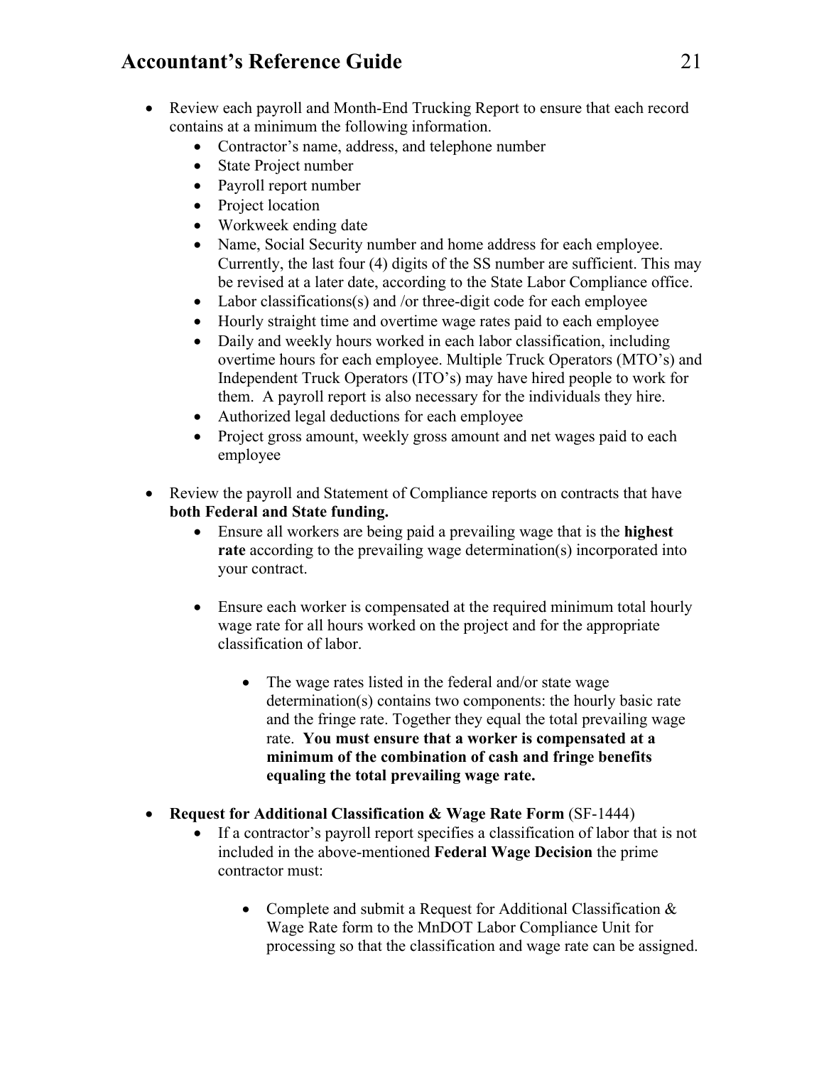- Review each payroll and Month-End Trucking Report to ensure that each record contains at a minimum the following information.
  - Contractor's name, address, and telephone number
  - State Project number
  - Payroll report number
  - Project location
  - Workweek ending date
  - Name, Social Security number and home address for each employee. Currently, the last four (4) digits of the SS number are sufficient. This may be revised at a later date, according to the State Labor Compliance office.
  - Labor classifications(s) and /or three-digit code for each employee
  - Hourly straight time and overtime wage rates paid to each employee
  - Daily and weekly hours worked in each labor classification, including overtime hours for each employee. Multiple Truck Operators (MTO's) and Independent Truck Operators (ITO's) may have hired people to work for them. A payroll report is also necessary for the individuals they hire.
  - Authorized legal deductions for each employee
  - Project gross amount, weekly gross amount and net wages paid to each employee

- Review the payroll and Statement of Compliance reports on contracts that have **both Federal and State funding.**
  - Ensure all workers are being paid a prevailing wage that is the **highest rate** according to the prevailing wage determination(s) incorporated into your contract.

  - Ensure each worker is compensated at the required minimum total hourly wage rate for all hours worked on the project and for the appropriate classification of labor.

    - The wage rates listed in the federal and/or state wage determination(s) contains two components: the hourly basic rate and the fringe rate. Together they equal the total prevailing wage rate. **You must ensure that a worker is compensated at a minimum of the combination of cash and fringe benefits equaling the total prevailing wage rate.**

- **Request for Additional Classification & Wage Rate Form** (SF-1444)
  - If a contractor's payroll report specifies a classification of labor that is not included in the above-mentioned **Federal Wage Decision** the prime contractor must:

    - Complete and submit a Request for Additional Classification & Wage Rate form to the MnDOT Labor Compliance Unit for processing so that the classification and wage rate can be assigned.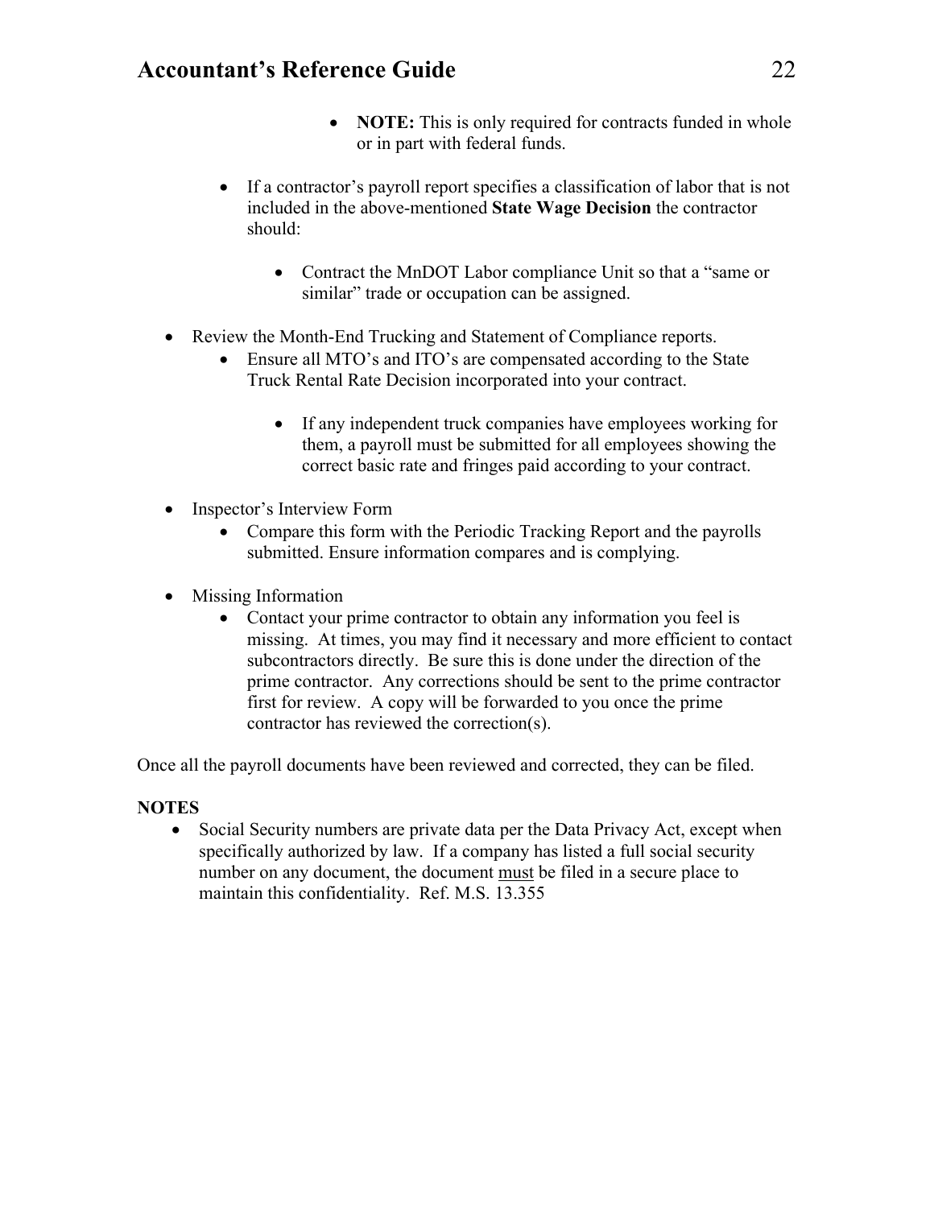- **NOTE:** This is only required for contracts funded in whole or in part with federal funds.

  - If a contractor's payroll report specifies a classification of labor that is not included in the above-mentioned **State Wage Decision** the contractor should:

    - Contract the MnDOT Labor compliance Unit so that a "same or similar" trade or occupation can be assigned.

- Review the Month-End Trucking and Statement of Compliance reports.
  - Ensure all MTO's and ITO's are compensated according to the State Truck Rental Rate Decision incorporated into your contract.

    - If any independent truck companies have employees working for them, a payroll must be submitted for all employees showing the correct basic rate and fringes paid according to your contract.

- Inspector's Interview Form
  - Compare this form with the Periodic Tracking Report and the payrolls submitted. Ensure information compares and is complying.

- Missing Information
  - Contact your prime contractor to obtain any information you feel is missing. At times, you may find it necessary and more efficient to contact subcontractors directly. Be sure this is done under the direction of the prime contractor. Any corrections should be sent to the prime contractor first for review. A copy will be forwarded to you once the prime contractor has reviewed the correction(s).

Once all the payroll documents have been reviewed and corrected, they can be filed.

**NOTES**

- Social Security numbers are private data per the Data Privacy Act, except when specifically authorized by law. If a company has listed a full social security number on any document, the document <u>must</u> be filed in a secure place to maintain this confidentiality. Ref. M.S. 13.355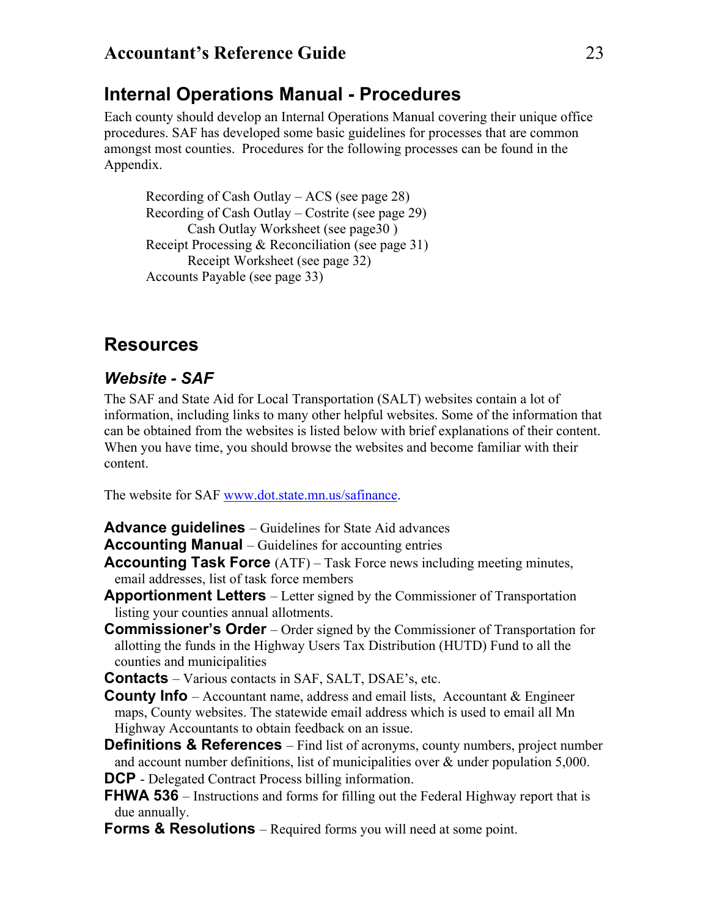## Internal Operations Manual - Procedures

Each county should develop an Internal Operations Manual covering their unique office procedures. SAF has developed some basic guidelines for processes that are common amongst most counties. Procedures for the following processes can be found in the Appendix.

- Recording of Cash Outlay – ACS (see page 28)
- Recording of Cash Outlay – Costrite (see page 29)
  - Cash Outlay Worksheet (see page30 )
- Receipt Processing & Reconciliation (see page 31)
  - Receipt Worksheet (see page 32)
- Accounts Payable (see page 33)

## Resources

### *Website - SAF*

The SAF and State Aid for Local Transportation (SALT) websites contain a lot of information, including links to many other helpful websites. Some of the information that can be obtained from the websites is listed below with brief explanations of their content. When you have time, you should browse the websites and become familiar with their content.

The website for SAF www.dot.state.mn.us/safinance.

**Advance guidelines** – Guidelines for State Aid advances

**Accounting Manual** – Guidelines for accounting entries

**Accounting Task Force** (ATF) – Task Force news including meeting minutes, email addresses, list of task force members

**Apportionment Letters** – Letter signed by the Commissioner of Transportation listing your counties annual allotments.

**Commissioner's Order** – Order signed by the Commissioner of Transportation for allotting the funds in the Highway Users Tax Distribution (HUTD) Fund to all the counties and municipalities

**Contacts** – Various contacts in SAF, SALT, DSAE's, etc.

**County Info** – Accountant name, address and email lists, Accountant & Engineer maps, County websites. The statewide email address which is used to email all Mn Highway Accountants to obtain feedback on an issue.

**Definitions & References** – Find list of acronyms, county numbers, project number and account number definitions, list of municipalities over & under population 5,000.

**DCP** - Delegated Contract Process billing information.

**FHWA 536** – Instructions and forms for filling out the Federal Highway report that is due annually.

**Forms & Resolutions** – Required forms you will need at some point.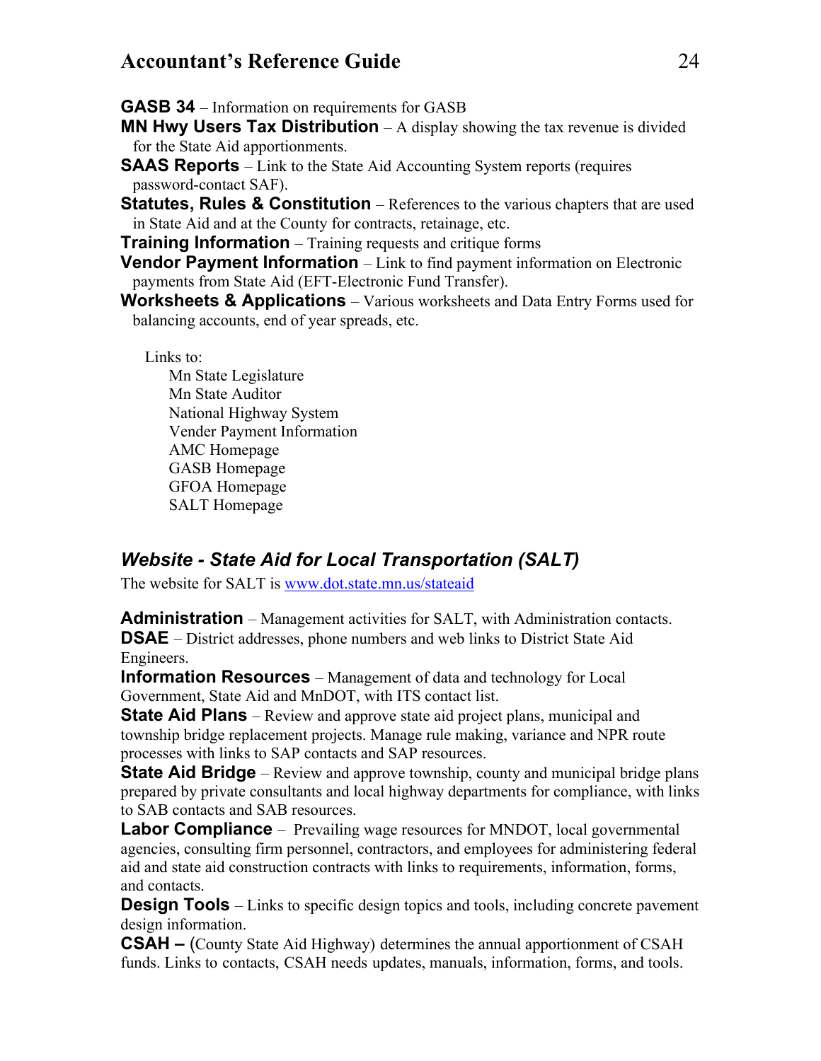**GASB 34** – Information on requirements for GASB

**MN Hwy Users Tax Distribution** – A display showing the tax revenue is divided for the State Aid apportionments.

**SAAS Reports** – Link to the State Aid Accounting System reports (requires password-contact SAF).

**Statutes, Rules & Constitution** – References to the various chapters that are used in State Aid and at the County for contracts, retainage, etc.

**Training Information** – Training requests and critique forms

**Vendor Payment Information** – Link to find payment information on Electronic payments from State Aid (EFT-Electronic Fund Transfer).

**Worksheets & Applications** – Various worksheets and Data Entry Forms used for balancing accounts, end of year spreads, etc.

Links to:

- Mn State Legislature
- Mn State Auditor
- National Highway System
- Vender Payment Information
- AMC Homepage
- GASB Homepage
- GFOA Homepage
- SALT Homepage

## *Website - State Aid for Local Transportation (SALT)*

The website for SALT is [www.dot.state.mn.us/stateaid](www.dot.state.mn.us/stateaid)

**Administration** – Management activities for SALT, with Administration contacts.

**DSAE** – District addresses, phone numbers and web links to District State Aid Engineers.

**Information Resources** – Management of data and technology for Local Government, State Aid and MnDOT, with ITS contact list.

**State Aid Plans** – Review and approve state aid project plans, municipal and township bridge replacement projects. Manage rule making, variance and NPR route processes with links to SAP contacts and SAP resources.

**State Aid Bridge** – Review and approve township, county and municipal bridge plans prepared by private consultants and local highway departments for compliance, with links to SAB contacts and SAB resources.

**Labor Compliance** – Prevailing wage resources for MNDOT, local governmental agencies, consulting firm personnel, contractors, and employees for administering federal aid and state aid construction contracts with links to requirements, information, forms, and contacts.

**Design Tools** – Links to specific design topics and tools, including concrete pavement design information.

**CSAH –** (County State Aid Highway) determines the annual apportionment of CSAH funds. Links to contacts, CSAH needs updates, manuals, information, forms, and tools.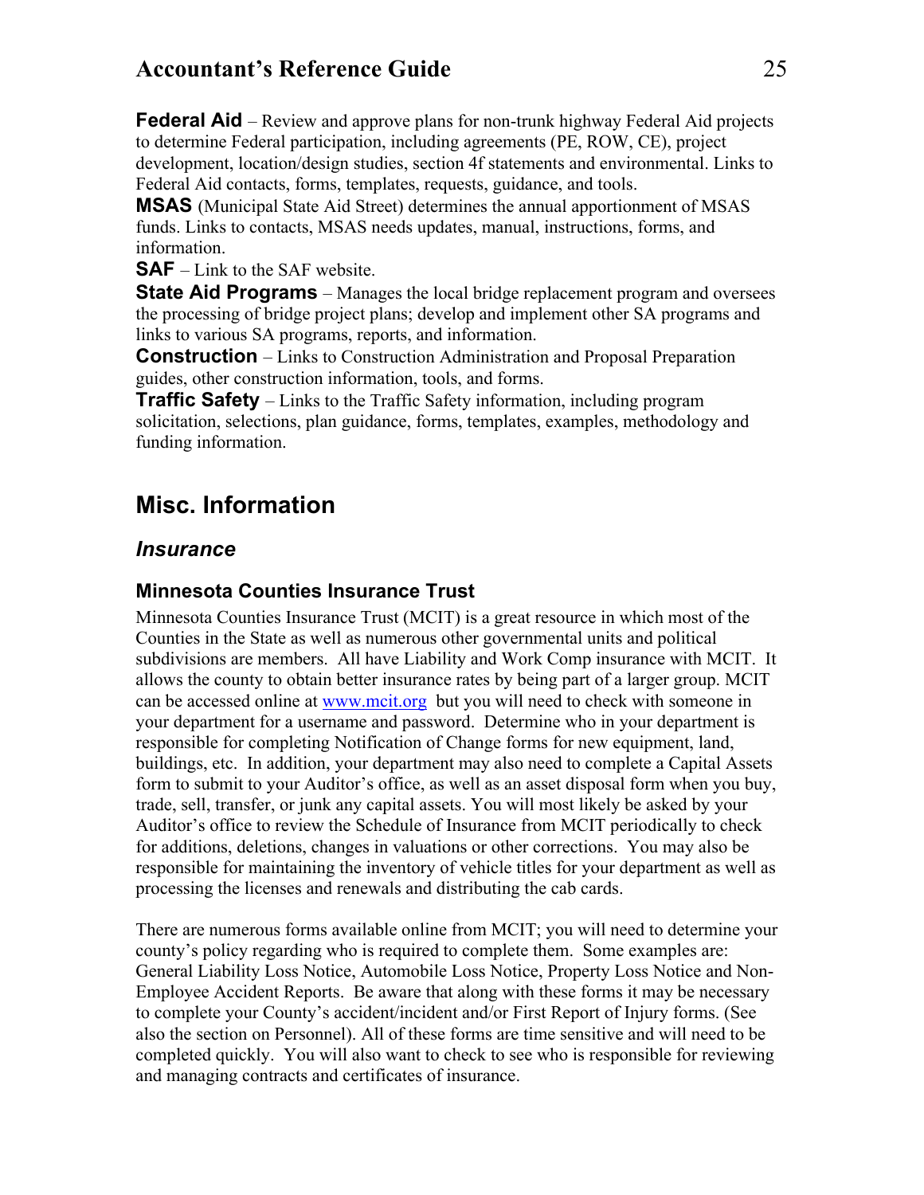**Federal Aid** – Review and approve plans for non-trunk highway Federal Aid projects to determine Federal participation, including agreements (PE, ROW, CE), project development, location/design studies, section 4f statements and environmental. Links to Federal Aid contacts, forms, templates, requests, guidance, and tools.

**MSAS** (Municipal State Aid Street) determines the annual apportionment of MSAS funds. Links to contacts, MSAS needs updates, manual, instructions, forms, and information.

**SAF** – Link to the SAF website.

**State Aid Programs** – Manages the local bridge replacement program and oversees the processing of bridge project plans; develop and implement other SA programs and links to various SA programs, reports, and information.

**Construction** – Links to Construction Administration and Proposal Preparation guides, other construction information, tools, and forms.

**Traffic Safety** – Links to the Traffic Safety information, including program solicitation, selections, plan guidance, forms, templates, examples, methodology and funding information.

## Misc. Information

### *Insurance*

#### Minnesota Counties Insurance Trust

Minnesota Counties Insurance Trust (MCIT) is a great resource in which most of the Counties in the State as well as numerous other governmental units and political subdivisions are members. All have Liability and Work Comp insurance with MCIT. It allows the county to obtain better insurance rates by being part of a larger group. MCIT can be accessed online at [www.mcit.org](http://www.mcit.org) but you will need to check with someone in your department for a username and password. Determine who in your department is responsible for completing Notification of Change forms for new equipment, land, buildings, etc. In addition, your department may also need to complete a Capital Assets form to submit to your Auditor's office, as well as an asset disposal form when you buy, trade, sell, transfer, or junk any capital assets. You will most likely be asked by your Auditor's office to review the Schedule of Insurance from MCIT periodically to check for additions, deletions, changes in valuations or other corrections. You may also be responsible for maintaining the inventory of vehicle titles for your department as well as processing the licenses and renewals and distributing the cab cards.

There are numerous forms available online from MCIT; you will need to determine your county's policy regarding who is required to complete them. Some examples are: General Liability Loss Notice, Automobile Loss Notice, Property Loss Notice and Non-Employee Accident Reports. Be aware that along with these forms it may be necessary to complete your County's accident/incident and/or First Report of Injury forms. (See also the section on Personnel). All of these forms are time sensitive and will need to be completed quickly. You will also want to check to see who is responsible for reviewing and managing contracts and certificates of insurance.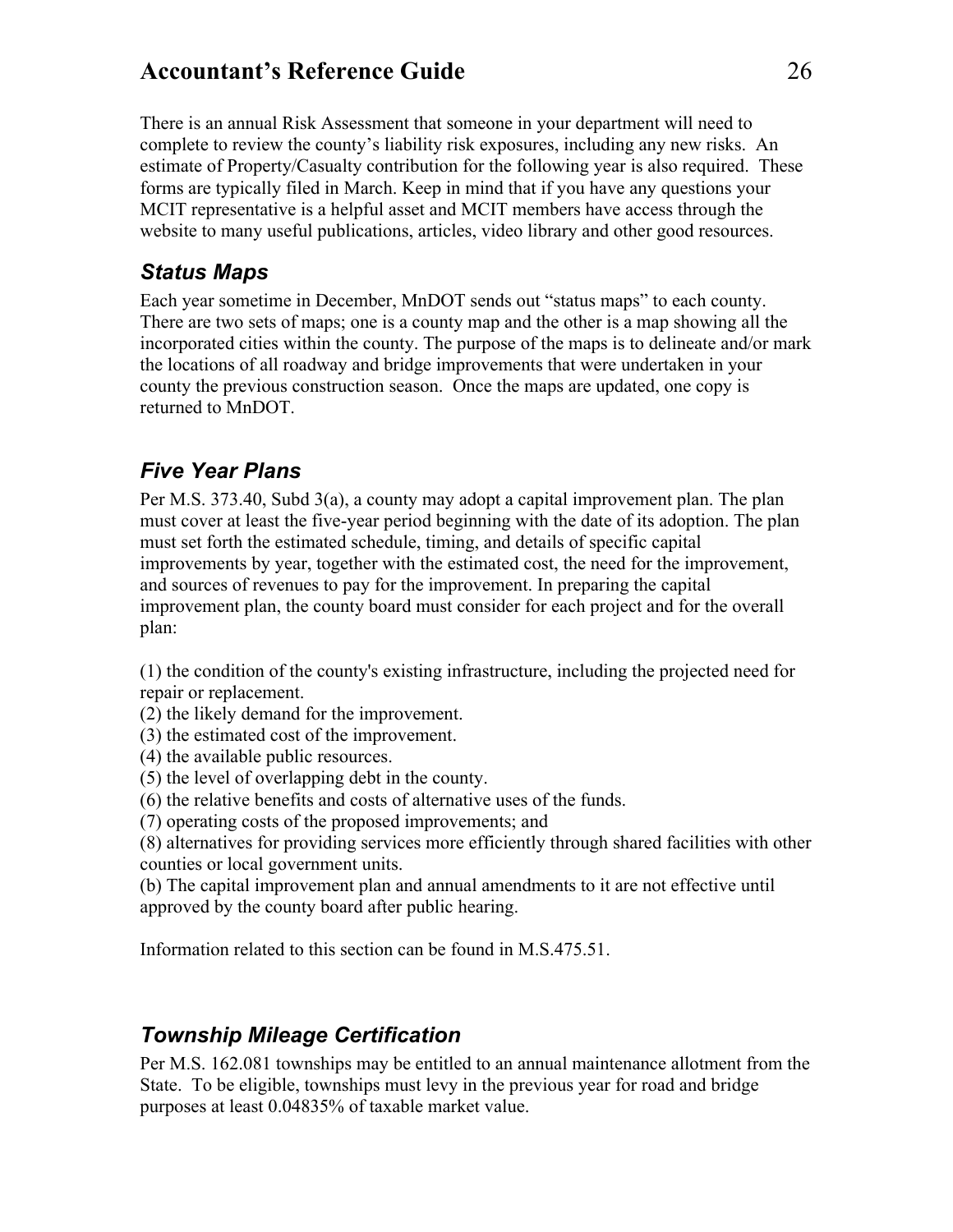There is an annual Risk Assessment that someone in your department will need to complete to review the county's liability risk exposures, including any new risks. An estimate of Property/Casualty contribution for the following year is also required. These forms are typically filed in March. Keep in mind that if you have any questions your MCIT representative is a helpful asset and MCIT members have access through the website to many useful publications, articles, video library and other good resources.

### *Status Maps*

Each year sometime in December, MnDOT sends out "status maps" to each county. There are two sets of maps; one is a county map and the other is a map showing all the incorporated cities within the county. The purpose of the maps is to delineate and/or mark the locations of all roadway and bridge improvements that were undertaken in your county the previous construction season. Once the maps are updated, one copy is returned to MnDOT.

### *Five Year Plans*

Per M.S. 373.40, Subd 3(a), a county may adopt a capital improvement plan. The plan must cover at least the five-year period beginning with the date of its adoption. The plan must set forth the estimated schedule, timing, and details of specific capital improvements by year, together with the estimated cost, the need for the improvement, and sources of revenues to pay for the improvement. In preparing the capital improvement plan, the county board must consider for each project and for the overall plan:

(1) the condition of the county's existing infrastructure, including the projected need for repair or replacement.
(2) the likely demand for the improvement.
(3) the estimated cost of the improvement.
(4) the available public resources.
(5) the level of overlapping debt in the county.
(6) the relative benefits and costs of alternative uses of the funds.
(7) operating costs of the proposed improvements; and
(8) alternatives for providing services more efficiently through shared facilities with other counties or local government units.
(b) The capital improvement plan and annual amendments to it are not effective until approved by the county board after public hearing.

Information related to this section can be found in M.S.475.51.

### *Township Mileage Certification*

Per M.S. 162.081 townships may be entitled to an annual maintenance allotment from the State. To be eligible, townships must levy in the previous year for road and bridge purposes at least 0.04835% of taxable market value.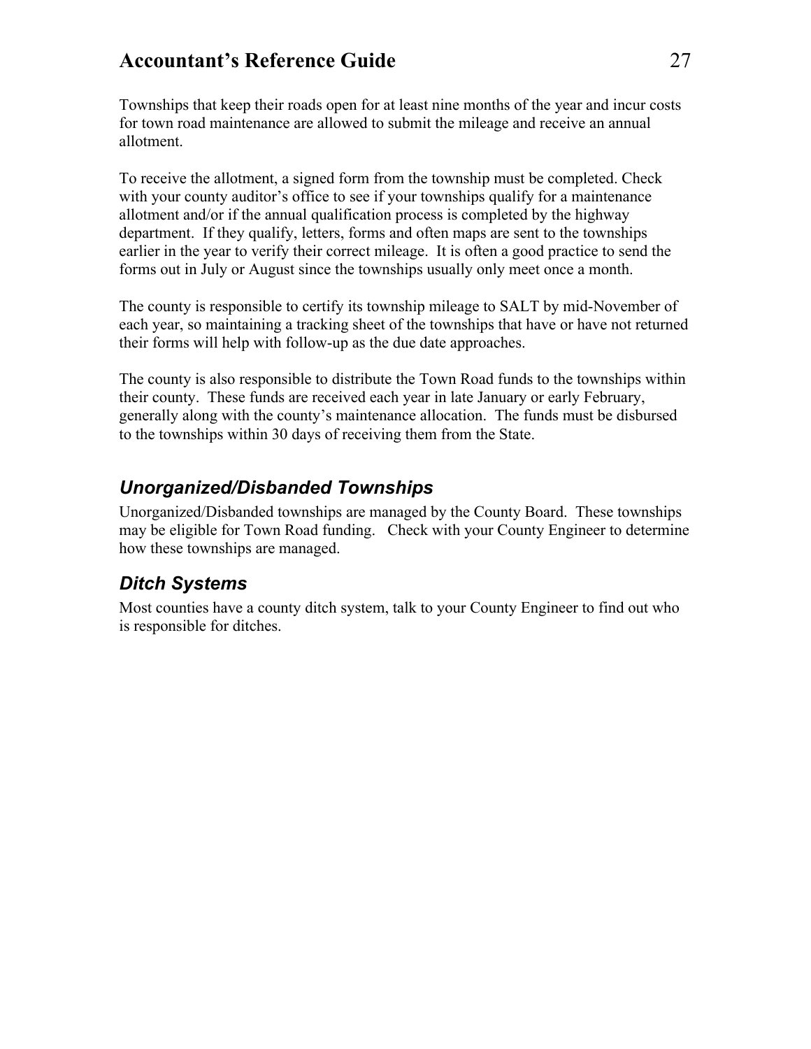Townships that keep their roads open for at least nine months of the year and incur costs for town road maintenance are allowed to submit the mileage and receive an annual allotment.

To receive the allotment, a signed form from the township must be completed. Check with your county auditor's office to see if your townships qualify for a maintenance allotment and/or if the annual qualification process is completed by the highway department. If they qualify, letters, forms and often maps are sent to the townships earlier in the year to verify their correct mileage. It is often a good practice to send the forms out in July or August since the townships usually only meet once a month.

The county is responsible to certify its township mileage to SALT by mid-November of each year, so maintaining a tracking sheet of the townships that have or have not returned their forms will help with follow-up as the due date approaches.

The county is also responsible to distribute the Town Road funds to the townships within their county. These funds are received each year in late January or early February, generally along with the county's maintenance allocation. The funds must be disbursed to the townships within 30 days of receiving them from the State.

### *Unorganized/Disbanded Townships*

Unorganized/Disbanded townships are managed by the County Board. These townships may be eligible for Town Road funding. Check with your County Engineer to determine how these townships are managed.

### *Ditch Systems*

Most counties have a county ditch system, talk to your County Engineer to find out who is responsible for ditches.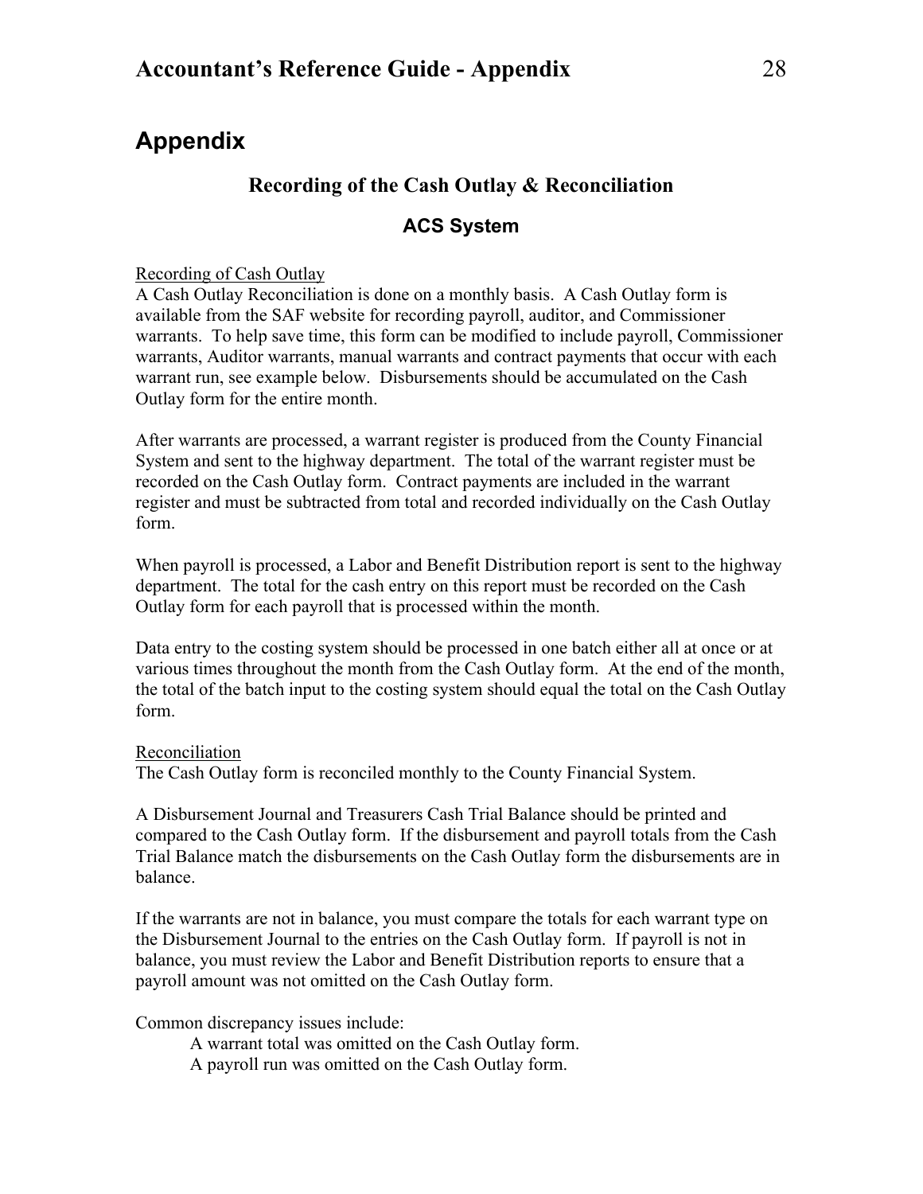# Appendix

### Recording of the Cash Outlay & Reconciliation

### ACS System

Recording of Cash Outlay

A Cash Outlay Reconciliation is done on a monthly basis. A Cash Outlay form is available from the SAF website for recording payroll, auditor, and Commissioner warrants. To help save time, this form can be modified to include payroll, Commissioner warrants, Auditor warrants, manual warrants and contract payments that occur with each warrant run, see example below. Disbursements should be accumulated on the Cash Outlay form for the entire month.

After warrants are processed, a warrant register is produced from the County Financial System and sent to the highway department. The total of the warrant register must be recorded on the Cash Outlay form. Contract payments are included in the warrant register and must be subtracted from total and recorded individually on the Cash Outlay form.

When payroll is processed, a Labor and Benefit Distribution report is sent to the highway department. The total for the cash entry on this report must be recorded on the Cash Outlay form for each payroll that is processed within the month.

Data entry to the costing system should be processed in one batch either all at once or at various times throughout the month from the Cash Outlay form. At the end of the month, the total of the batch input to the costing system should equal the total on the Cash Outlay form.

Reconciliation

The Cash Outlay form is reconciled monthly to the County Financial System.

A Disbursement Journal and Treasurers Cash Trial Balance should be printed and compared to the Cash Outlay form. If the disbursement and payroll totals from the Cash Trial Balance match the disbursements on the Cash Outlay form the disbursements are in balance.

If the warrants are not in balance, you must compare the totals for each warrant type on the Disbursement Journal to the entries on the Cash Outlay form. If payroll is not in balance, you must review the Labor and Benefit Distribution reports to ensure that a payroll amount was not omitted on the Cash Outlay form.

Common discrepancy issues include:

- A warrant total was omitted on the Cash Outlay form.
- A payroll run was omitted on the Cash Outlay form.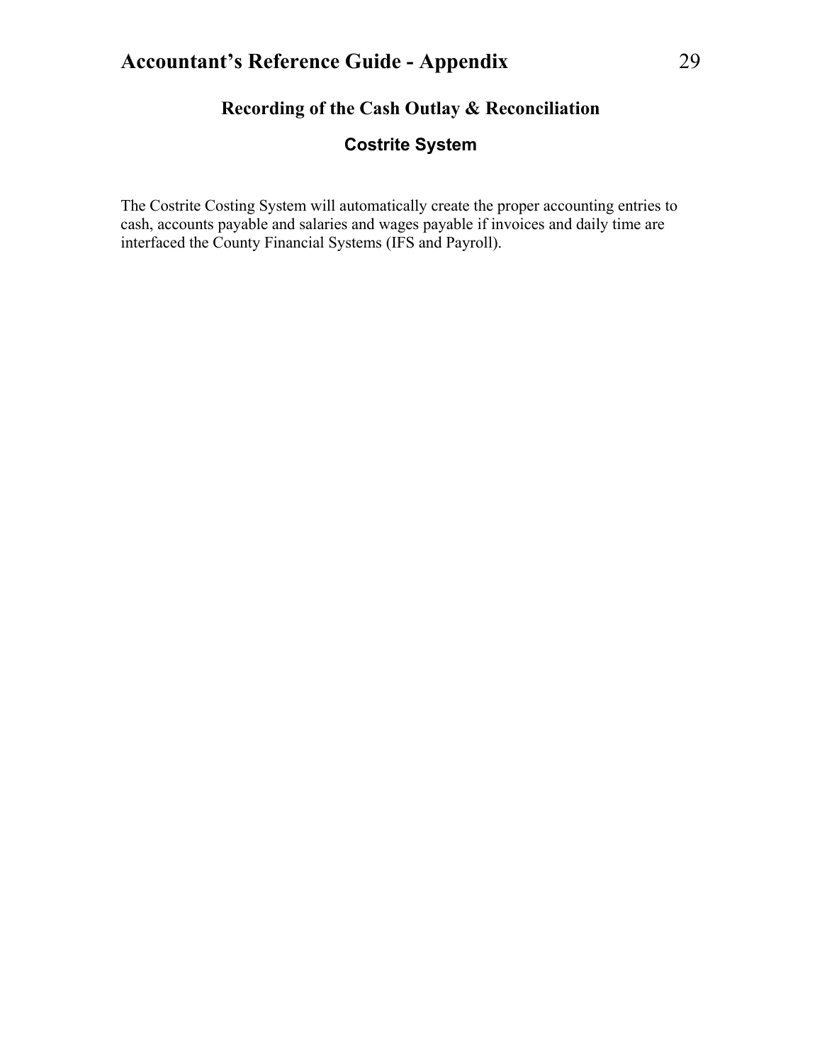## Recording of the Cash Outlay & Reconciliation

### Costrite System

The Costrite Costing System will automatically create the proper accounting entries to cash, accounts payable and salaries and wages payable if invoices and daily time are interfaced the County Financial Systems (IFS and Payroll).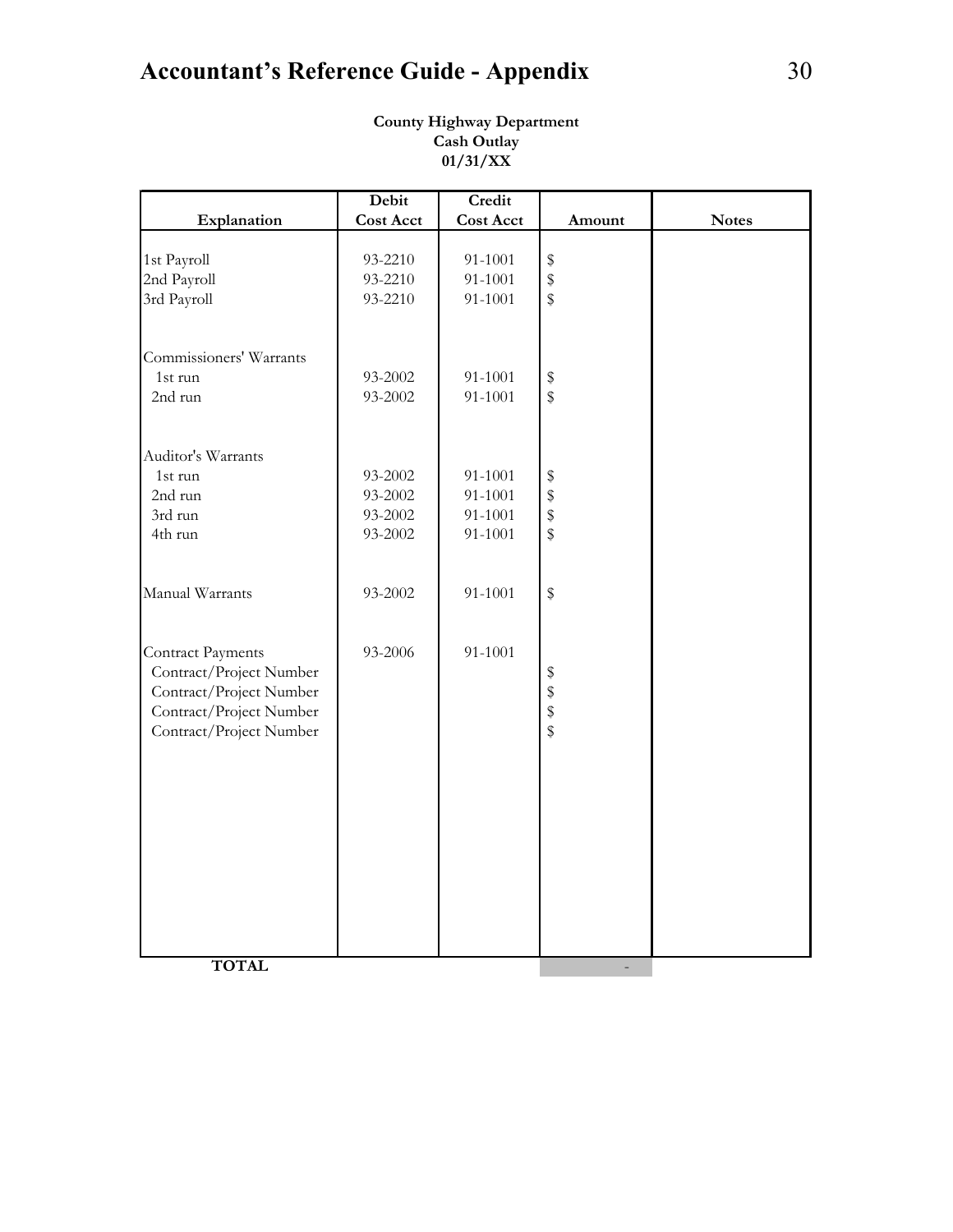**County Highway Department**
**Cash Outlay**
**01/31/XX**

| Explanation | Debit Cost Acct | Credit Cost Acct | Amount | Notes |
|---|---|---|---|---|
| 1st Payroll | 93-2210 | 91-1001 | $ | |
| 2nd Payroll | 93-2210 | 91-1001 | $ | |
| 3rd Payroll | 93-2210 | 91-1001 | $ | |
| | | | | |
| Commissioners' Warrants | | | | |
| 1st run | 93-2002 | 91-1001 | $ | |
| 2nd run | 93-2002 | 91-1001 | $ | |
| | | | | |
| Auditor's Warrants | | | | |
| 1st run | 93-2002 | 91-1001 | $ | |
| 2nd run | 93-2002 | 91-1001 | $ | |
| 3rd run | 93-2002 | 91-1001 | $ | |
| 4th run | 93-2002 | 91-1001 | $ | |
| | | | | |
| Manual Warrants | 93-2002 | 91-1001 | $ | |
| | | | | |
| Contract Payments | 93-2006 | 91-1001 | | |
| Contract/Project Number | | | $ | |
| Contract/Project Number | | | $ | |
| Contract/Project Number | | | $ | |
| Contract/Project Number | | | $ | |
| **TOTAL** | | | - | |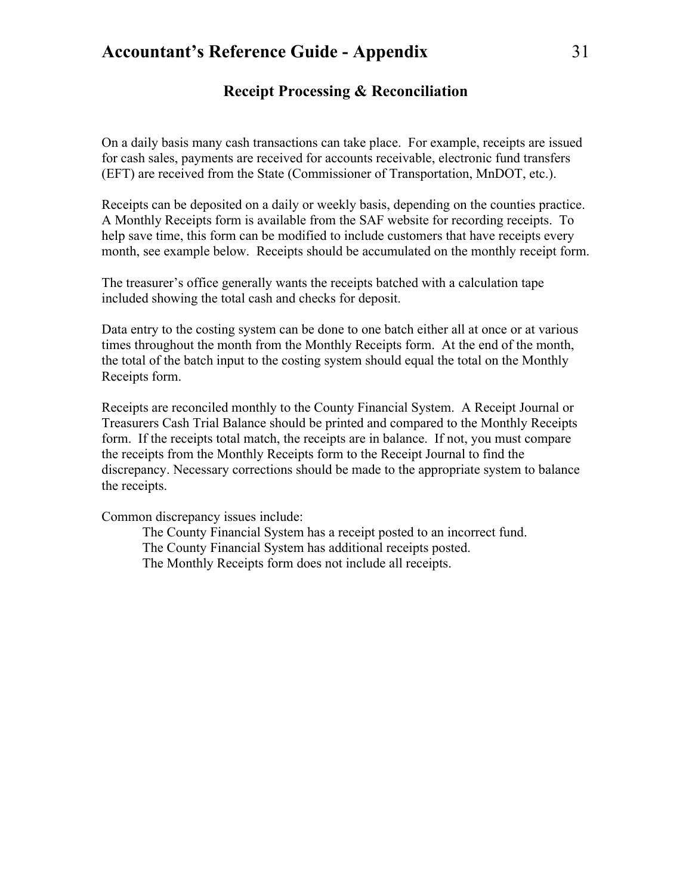## Receipt Processing & Reconciliation

On a daily basis many cash transactions can take place. For example, receipts are issued for cash sales, payments are received for accounts receivable, electronic fund transfers (EFT) are received from the State (Commissioner of Transportation, MnDOT, etc.).

Receipts can be deposited on a daily or weekly basis, depending on the counties practice. A Monthly Receipts form is available from the SAF website for recording receipts. To help save time, this form can be modified to include customers that have receipts every month, see example below. Receipts should be accumulated on the monthly receipt form.

The treasurer's office generally wants the receipts batched with a calculation tape included showing the total cash and checks for deposit.

Data entry to the costing system can be done to one batch either all at once or at various times throughout the month from the Monthly Receipts form. At the end of the month, the total of the batch input to the costing system should equal the total on the Monthly Receipts form.

Receipts are reconciled monthly to the County Financial System. A Receipt Journal or Treasurers Cash Trial Balance should be printed and compared to the Monthly Receipts form. If the receipts total match, the receipts are in balance. If not, you must compare the receipts from the Monthly Receipts form to the Receipt Journal to find the discrepancy. Necessary corrections should be made to the appropriate system to balance the receipts.

Common discrepancy issues include:

- The County Financial System has a receipt posted to an incorrect fund.
- The County Financial System has additional receipts posted.
- The Monthly Receipts form does not include all receipts.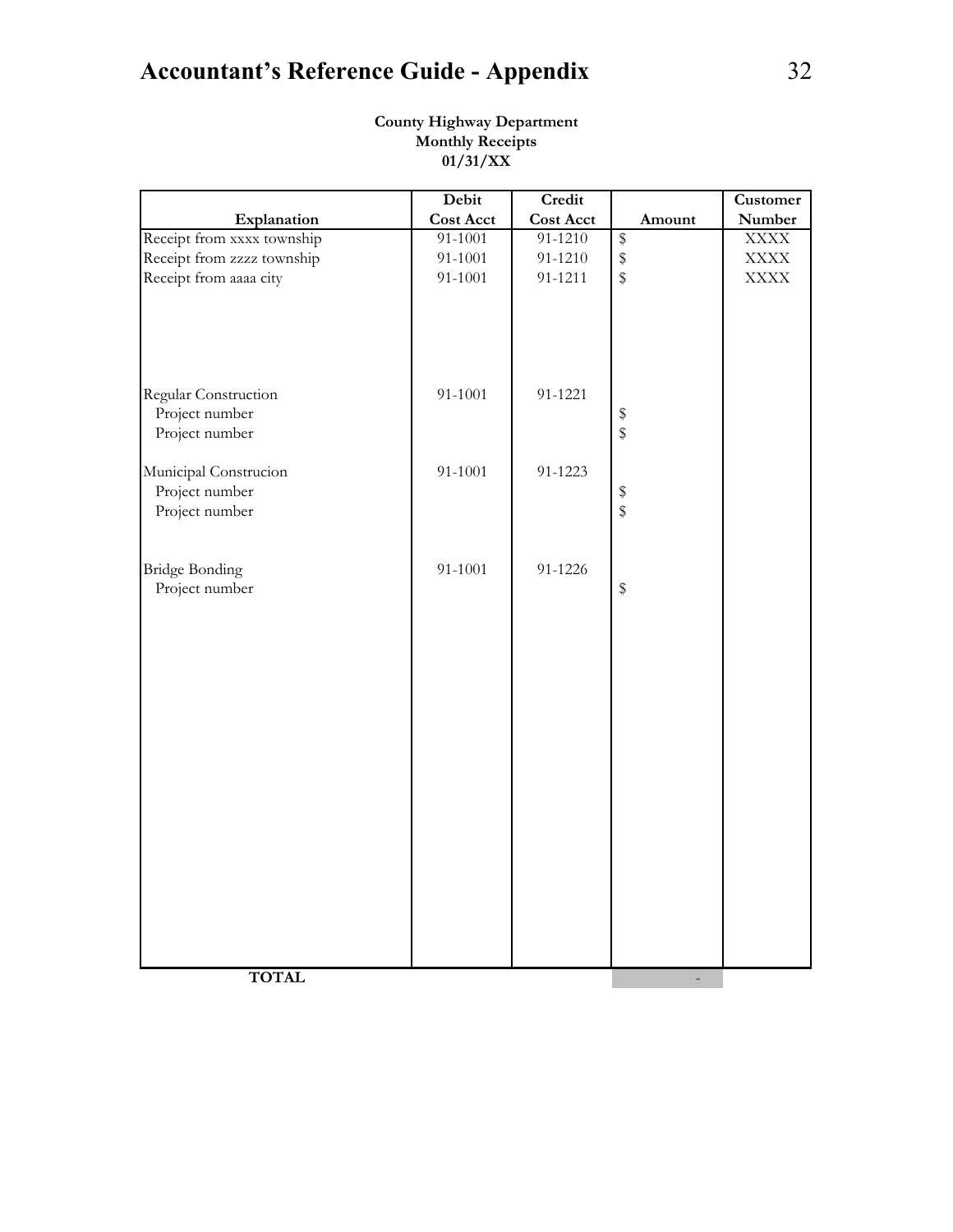**County Highway Department**
**Monthly Receipts**
**01/31/XX**

| Explanation | Debit Cost Acct | Credit Cost Acct | Amount | Customer Number |
|---|---|---|---|---|
| Receipt from xxxx township | 91-1001 | 91-1210 | $ | XXXX |
| Receipt from zzzz township | 91-1001 | 91-1210 | $ | XXXX |
| Receipt from aaaa city | 91-1001 | 91-1211 | $ | XXXX |
| | | | | |
| Regular Construction | 91-1001 | 91-1221 | | |
| Project number | | | $ | |
| Project number | | | $ | |
| | | | | |
| Municipal Construcion | 91-1001 | 91-1223 | | |
| Project number | | | $ | |
| Project number | | | $ | |
| | | | | |
| Bridge Bonding | 91-1001 | 91-1226 | | |
| Project number | | | $ | |
| **TOTAL** | | | - | |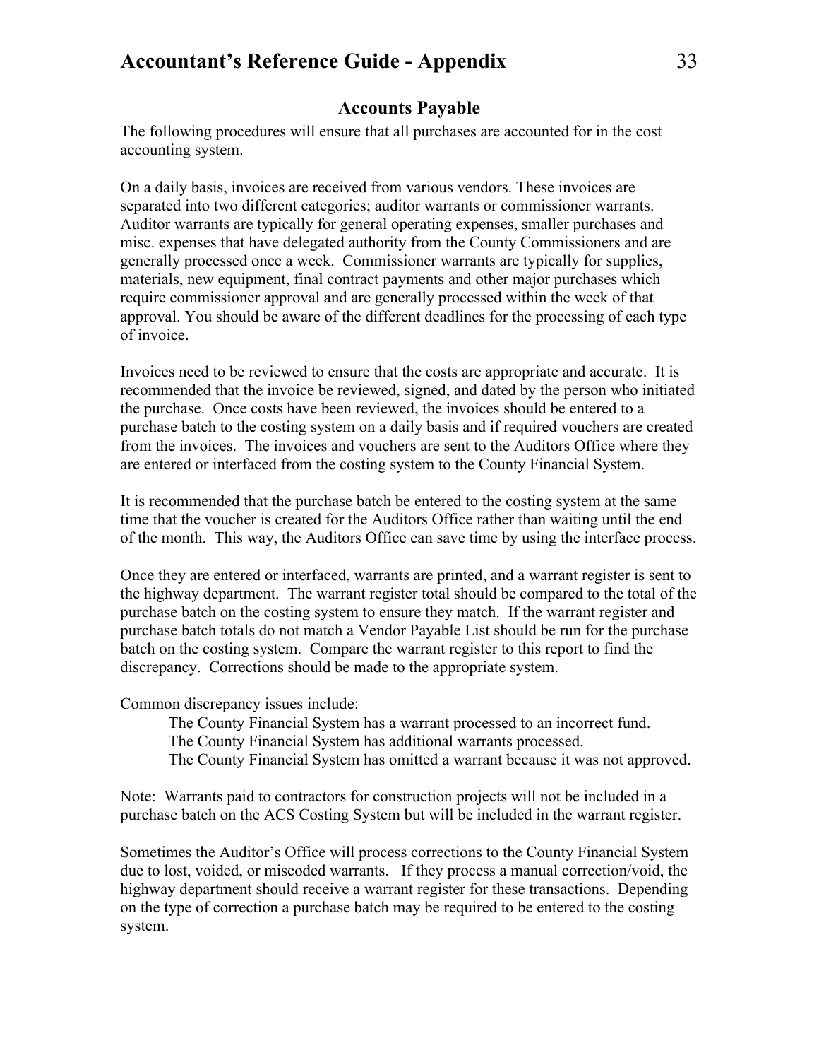## Accounts Payable

The following procedures will ensure that all purchases are accounted for in the cost accounting system.

On a daily basis, invoices are received from various vendors. These invoices are separated into two different categories; auditor warrants or commissioner warrants. Auditor warrants are typically for general operating expenses, smaller purchases and misc. expenses that have delegated authority from the County Commissioners and are generally processed once a week. Commissioner warrants are typically for supplies, materials, new equipment, final contract payments and other major purchases which require commissioner approval and are generally processed within the week of that approval. You should be aware of the different deadlines for the processing of each type of invoice.

Invoices need to be reviewed to ensure that the costs are appropriate and accurate. It is recommended that the invoice be reviewed, signed, and dated by the person who initiated the purchase. Once costs have been reviewed, the invoices should be entered to a purchase batch to the costing system on a daily basis and if required vouchers are created from the invoices. The invoices and vouchers are sent to the Auditors Office where they are entered or interfaced from the costing system to the County Financial System.

It is recommended that the purchase batch be entered to the costing system at the same time that the voucher is created for the Auditors Office rather than waiting until the end of the month. This way, the Auditors Office can save time by using the interface process.

Once they are entered or interfaced, warrants are printed, and a warrant register is sent to the highway department. The warrant register total should be compared to the total of the purchase batch on the costing system to ensure they match. If the warrant register and purchase batch totals do not match a Vendor Payable List should be run for the purchase batch on the costing system. Compare the warrant register to this report to find the discrepancy. Corrections should be made to the appropriate system.

Common discrepancy issues include:

- The County Financial System has a warrant processed to an incorrect fund.
- The County Financial System has additional warrants processed.
- The County Financial System has omitted a warrant because it was not approved.

Note: Warrants paid to contractors for construction projects will not be included in a purchase batch on the ACS Costing System but will be included in the warrant register.

Sometimes the Auditor's Office will process corrections to the County Financial System due to lost, voided, or miscoded warrants. If they process a manual correction/void, the highway department should receive a warrant register for these transactions. Depending on the type of correction a purchase batch may be required to be entered to the costing system.